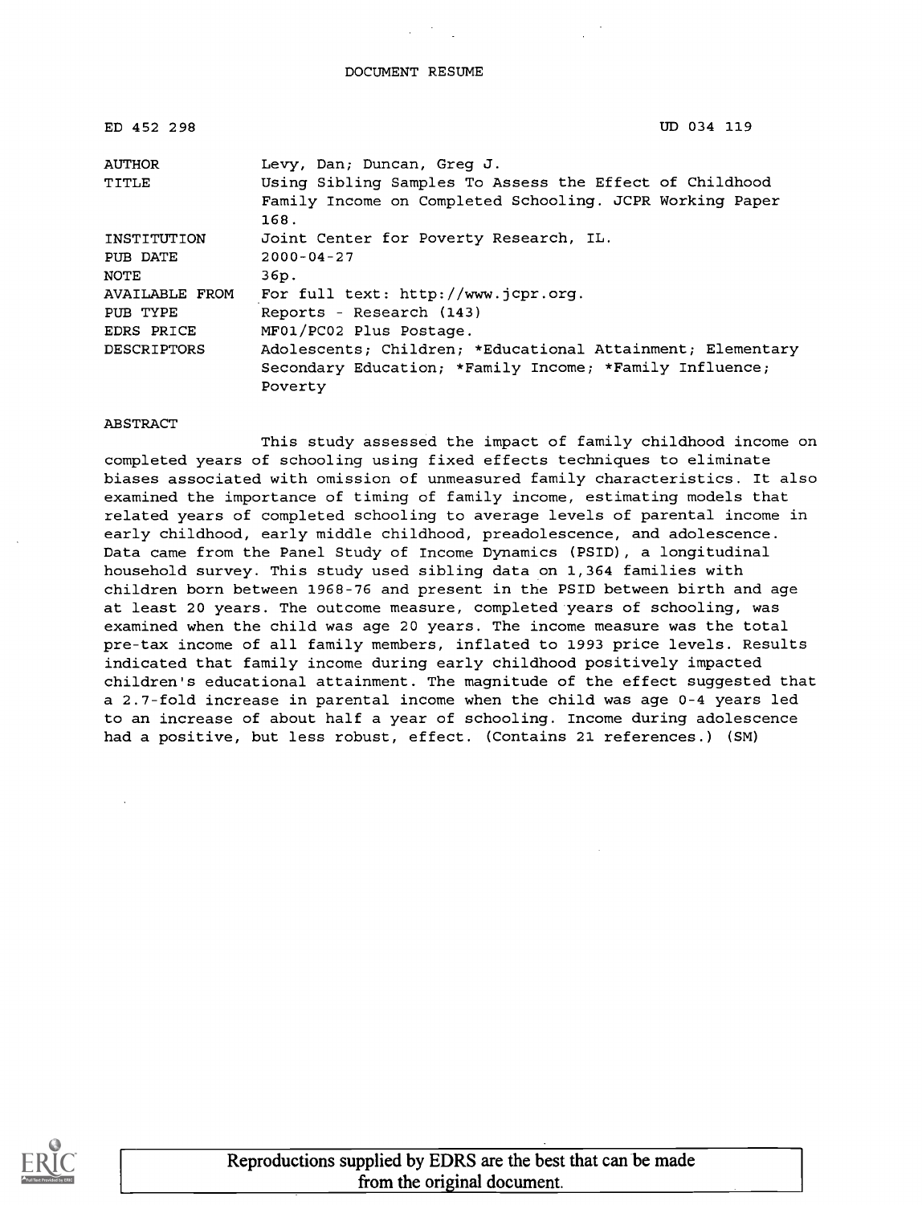DOCUMENT RESUME

| | |
|---|---|
| ED 452 298 | UD 034 119 |
| AUTHOR | Levy, Dan; Duncan, Greg J. |
| TITLE | Using Sibling Samples To Assess the Effect of Childhood Family Income on Completed Schooling. JCPR Working Paper 168. |
| INSTITUTION | Joint Center for Poverty Research, IL. |
| PUB DATE | 2000-04-27 |
| NOTE | 36p. |
| AVAILABLE FROM | For full text: http://www.jcpr.org. |
| PUB TYPE | Reports - Research (143) |
| EDRS PRICE | MF01/PC02 Plus Postage. |
| DESCRIPTORS | Adolescents; Children; *Educational Attainment; Elementary Secondary Education; *Family Income; *Family Influence; Poverty |

ABSTRACT

This study assessed the impact of family childhood income on completed years of schooling using fixed effects techniques to eliminate biases associated with omission of unmeasured family characteristics. It also examined the importance of timing of family income, estimating models that related years of completed schooling to average levels of parental income in early childhood, early middle childhood, preadolescence, and adolescence. Data came from the Panel Study of Income Dynamics (PSID), a longitudinal household survey. This study used sibling data on 1,364 families with children born between 1968-76 and present in the PSID between birth and age at least 20 years. The outcome measure, completed years of schooling, was examined when the child was age 20 years. The income measure was the total pre-tax income of all family members, inflated to 1993 price levels. Results indicated that family income during early childhood positively impacted children's educational attainment. The magnitude of the effect suggested that a 2.7-fold increase in parental income when the child was age 0-4 years led to an increase of about half a year of schooling. Income during adolescence had a positive, but less robust, effect. (Contains 21 references.) (SM)

Reproductions supplied by EDRS are the best that can be made from the original document.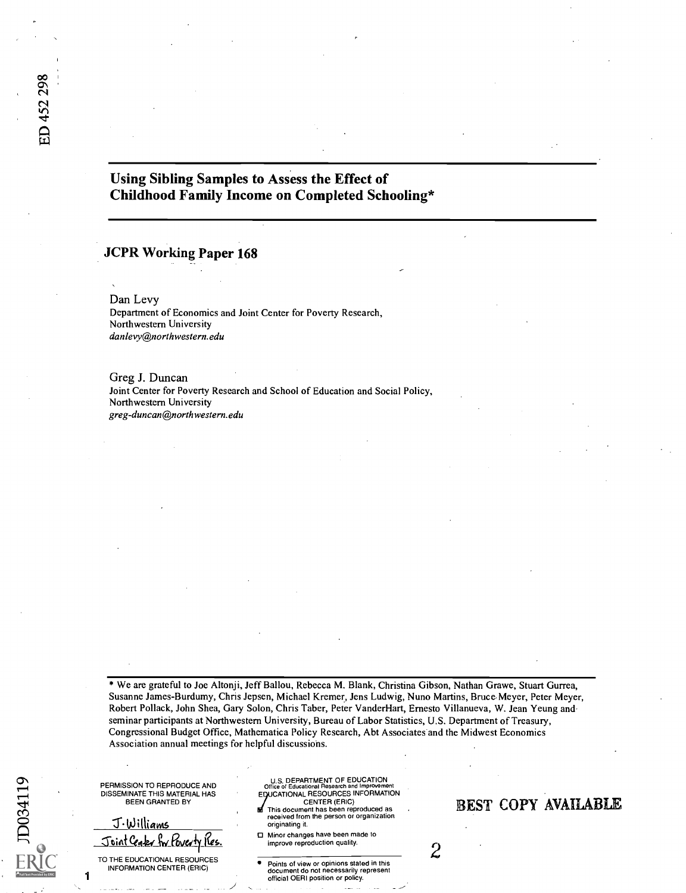# Using Sibling Samples to Assess the Effect of Childhood Family Income on Completed Schooling*

## JCPR Working Paper 168

Dan Levy
Department of Economics and Joint Center for Poverty Research,
Northwestern University
*danlevy@northwestern.edu*

Greg J. Duncan
Joint Center for Poverty Research and School of Education and Social Policy,
Northwestern University
*greg-duncan@northwestern.edu*

* We are grateful to Joe Altonji, Jeff Ballou, Rebecca M. Blank, Christina Gibson, Nathan Grawe, Stuart Gurrea, Susanne James-Burdumy, Chris Jepsen, Michael Kremer, Jens Ludwig, Nuno Martins, Bruce Meyer, Peter Meyer, Robert Pollack, John Shea, Gary Solon, Chris Taber, Peter VanderHart, Ernesto Villanueva, W. Jean Yeung and seminar participants at Northwestern University, Bureau of Labor Statistics, U.S. Department of Treasury, Congressional Budget Office, Mathematica Policy Research, Abt Associates and the Midwest Economics Association annual meetings for helpful discussions.

PERMISSION TO REPRODUCE AND DISSEMINATE THIS MATERIAL HAS BEEN GRANTED BY

J. Williams
Joint Center for Poverty Res.

TO THE EDUCATIONAL RESOURCES INFORMATION CENTER (ERIC)

U.S. DEPARTMENT OF EDUCATION
Office of Educational Research and Improvement
EDUCATIONAL RESOURCES INFORMATION CENTER (ERIC)

- This document has been reproduced as received from the person or organization originating it.
- Minor changes have been made to improve reproduction quality.
- Points of view or opinions stated in this document do not necessarily represent official OERI position or policy.

BEST COPY AVAILABLE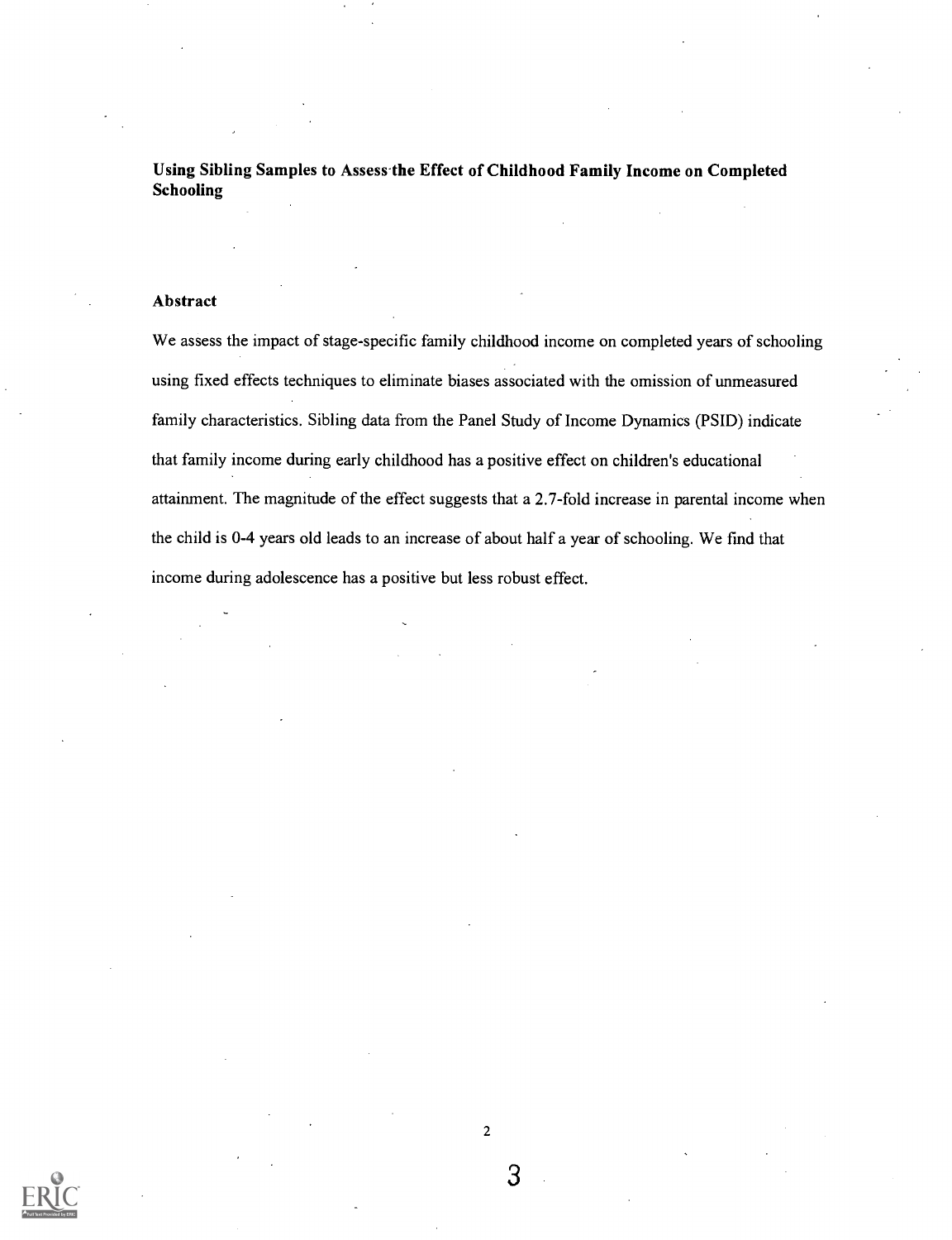**Using Sibling Samples to Assess the Effect of Childhood Family Income on Completed Schooling**

### Abstract

We assess the impact of stage-specific family childhood income on completed years of schooling using fixed effects techniques to eliminate biases associated with the omission of unmeasured family characteristics. Sibling data from the Panel Study of Income Dynamics (PSID) indicate that family income during early childhood has a positive effect on children's educational attainment. The magnitude of the effect suggests that a 2.7-fold increase in parental income when the child is 0-4 years old leads to an increase of about half a year of schooling. We find that income during adolescence has a positive but less robust effect.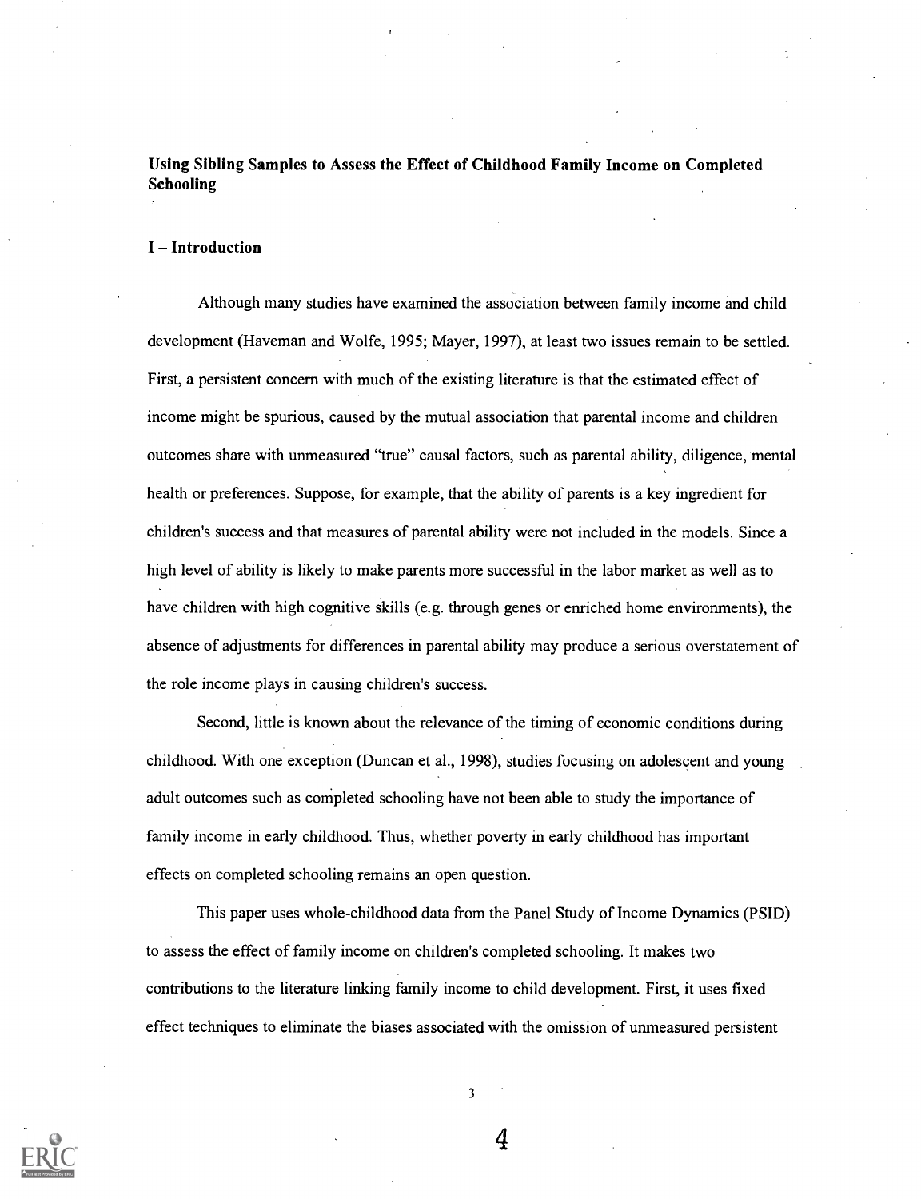**Using Sibling Samples to Assess the Effect of Childhood Family Income on Completed Schooling**

**I – Introduction**

Although many studies have examined the association between family income and child development (Haveman and Wolfe, 1995; Mayer, 1997), at least two issues remain to be settled. First, a persistent concern with much of the existing literature is that the estimated effect of income might be spurious, caused by the mutual association that parental income and children outcomes share with unmeasured "true" causal factors, such as parental ability, diligence, mental health or preferences. Suppose, for example, that the ability of parents is a key ingredient for children's success and that measures of parental ability were not included in the models. Since a high level of ability is likely to make parents more successful in the labor market as well as to have children with high cognitive skills (e.g. through genes or enriched home environments), the absence of adjustments for differences in parental ability may produce a serious overstatement of the role income plays in causing children's success.

Second, little is known about the relevance of the timing of economic conditions during childhood. With one exception (Duncan et al., 1998), studies focusing on adolescent and young adult outcomes such as completed schooling have not been able to study the importance of family income in early childhood. Thus, whether poverty in early childhood has important effects on completed schooling remains an open question.

This paper uses whole-childhood data from the Panel Study of Income Dynamics (PSID) to assess the effect of family income on children's completed schooling. It makes two contributions to the literature linking family income to child development. First, it uses fixed effect techniques to eliminate the biases associated with the omission of unmeasured persistent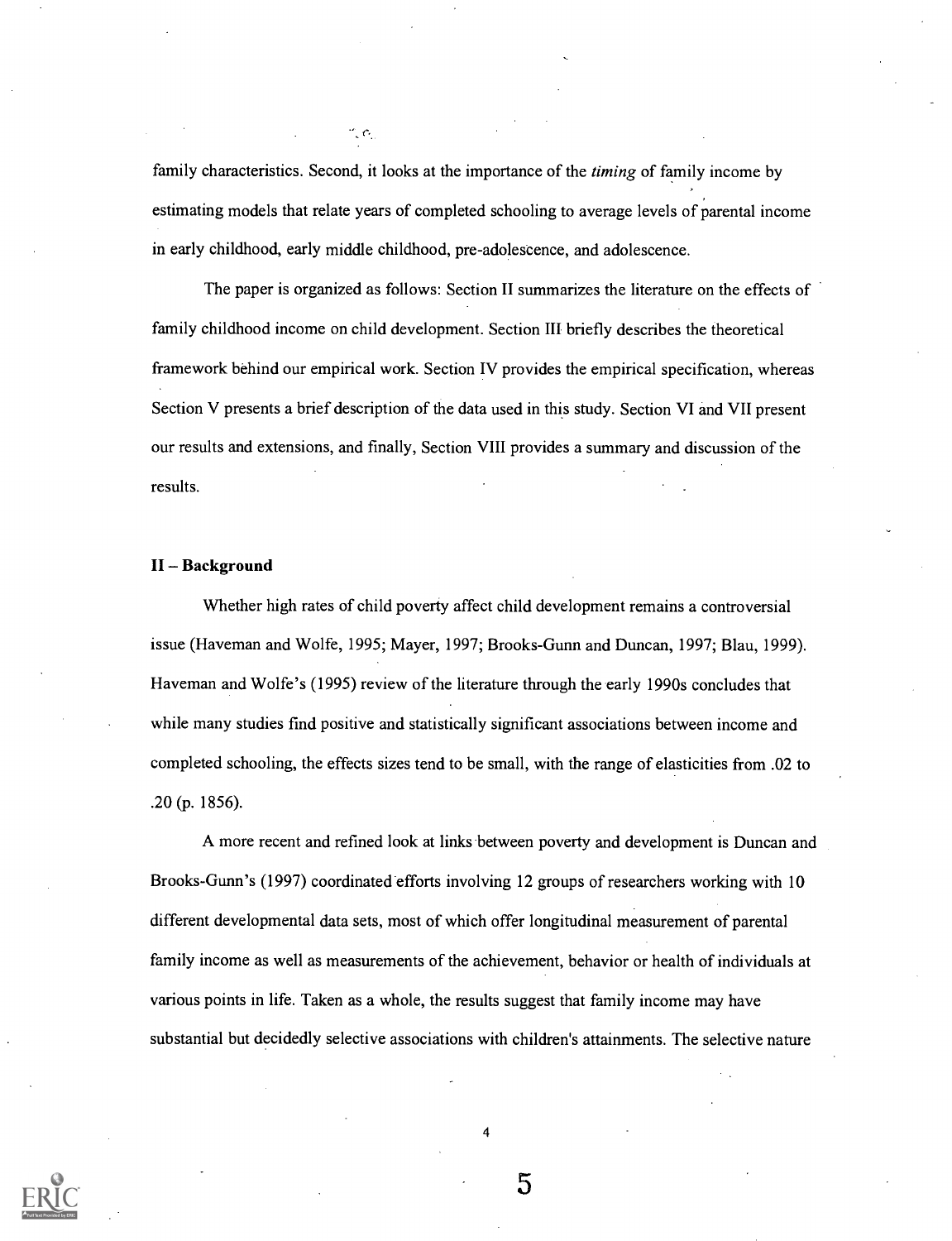family characteristics. Second, it looks at the importance of the *timing* of family income by estimating models that relate years of completed schooling to average levels of parental income in early childhood, early middle childhood, pre-adolescence, and adolescence.

The paper is organized as follows: Section II summarizes the literature on the effects of family childhood income on child development. Section III briefly describes the theoretical framework behind our empirical work. Section IV provides the empirical specification, whereas Section V presents a brief description of the data used in this study. Section VI and VII present our results and extensions, and finally, Section VIII provides a summary and discussion of the results.

## II – Background

Whether high rates of child poverty affect child development remains a controversial issue (Haveman and Wolfe, 1995; Mayer, 1997; Brooks-Gunn and Duncan, 1997; Blau, 1999). Haveman and Wolfe's (1995) review of the literature through the early 1990s concludes that while many studies find positive and statistically significant associations between income and completed schooling, the effects sizes tend to be small, with the range of elasticities from .02 to .20 (p. 1856).

A more recent and refined look at links between poverty and development is Duncan and Brooks-Gunn's (1997) coordinated efforts involving 12 groups of researchers working with 10 different developmental data sets, most of which offer longitudinal measurement of parental family income as well as measurements of the achievement, behavior or health of individuals at various points in life. Taken as a whole, the results suggest that family income may have substantial but decidedly selective associations with children's attainments. The selective nature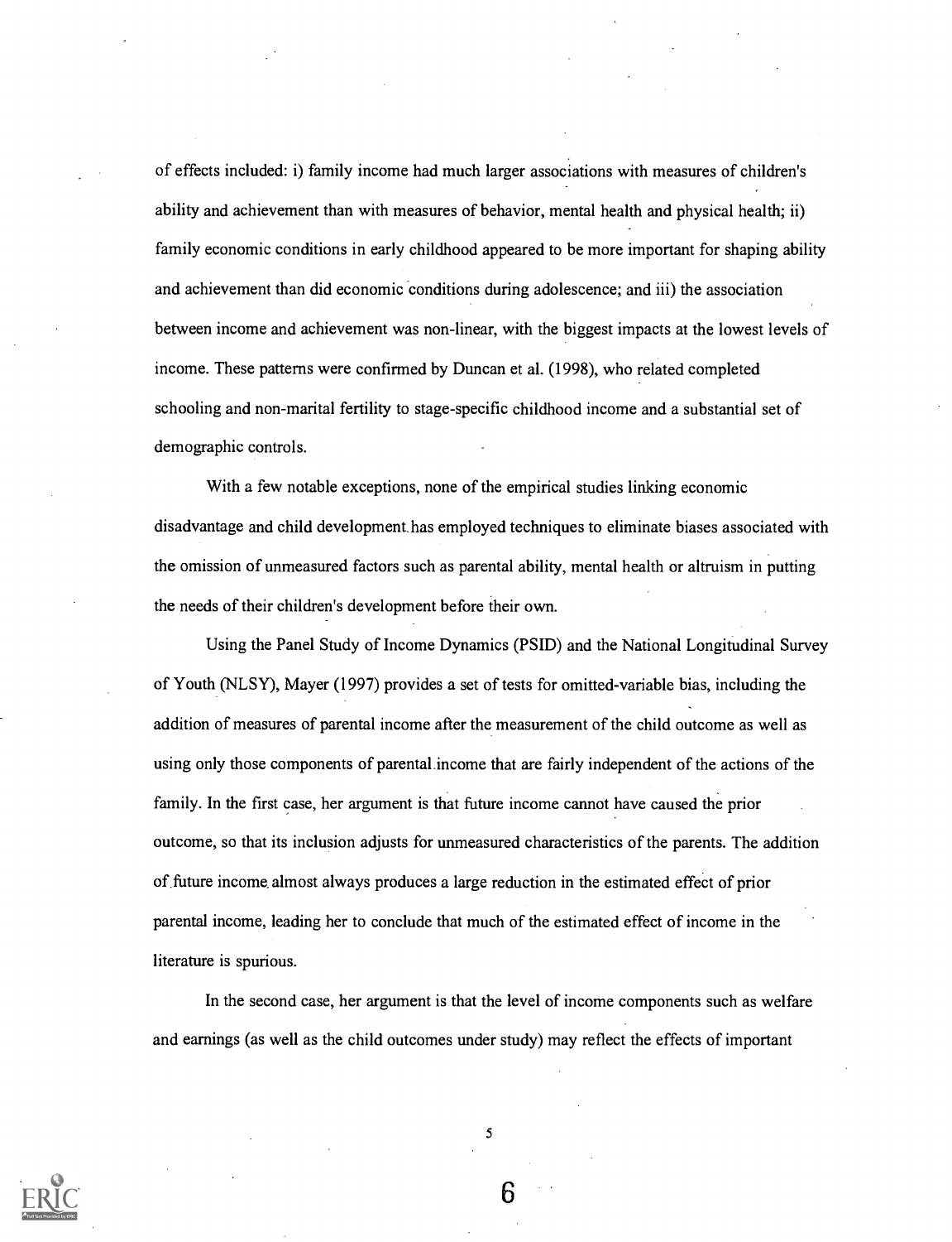of effects included: i) family income had much larger associations with measures of children's ability and achievement than with measures of behavior, mental health and physical health; ii) family economic conditions in early childhood appeared to be more important for shaping ability and achievement than did economic conditions during adolescence; and iii) the association between income and achievement was non-linear, with the biggest impacts at the lowest levels of income. These patterns were confirmed by Duncan et al. (1998), who related completed schooling and non-marital fertility to stage-specific childhood income and a substantial set of demographic controls.

With a few notable exceptions, none of the empirical studies linking economic disadvantage and child development has employed techniques to eliminate biases associated with the omission of unmeasured factors such as parental ability, mental health or altruism in putting the needs of their children's development before their own.

Using the Panel Study of Income Dynamics (PSID) and the National Longitudinal Survey of Youth (NLSY), Mayer (1997) provides a set of tests for omitted-variable bias, including the addition of measures of parental income after the measurement of the child outcome as well as using only those components of parental income that are fairly independent of the actions of the family. In the first case, her argument is that future income cannot have caused the prior outcome, so that its inclusion adjusts for unmeasured characteristics of the parents. The addition of future income almost always produces a large reduction in the estimated effect of prior parental income, leading her to conclude that much of the estimated effect of income in the literature is spurious.

In the second case, her argument is that the level of income components such as welfare and earnings (as well as the child outcomes under study) may reflect the effects of important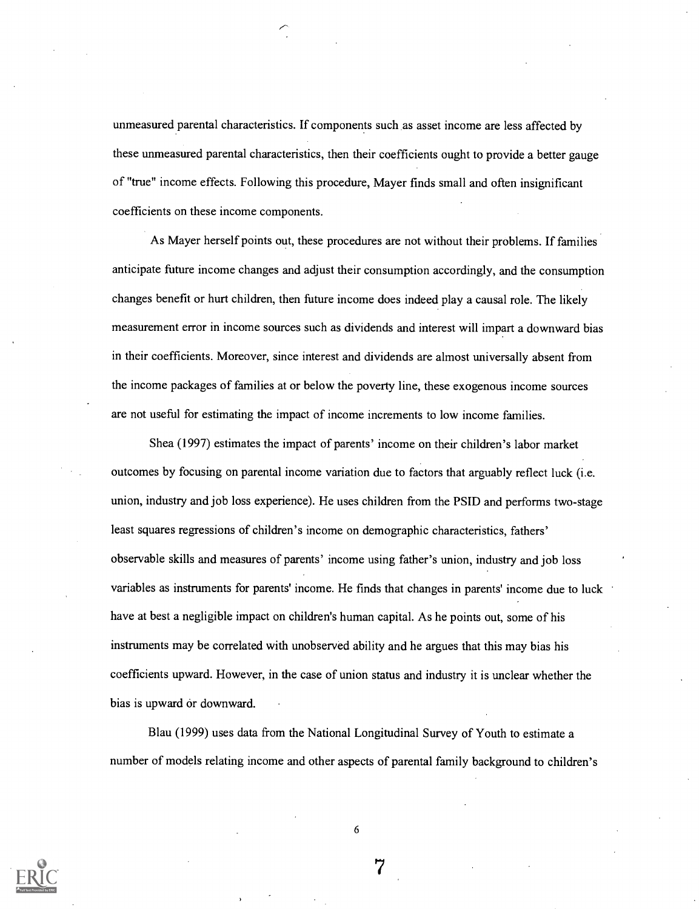unmeasured parental characteristics. If components such as asset income are less affected by these unmeasured parental characteristics, then their coefficients ought to provide a better gauge of "true" income effects. Following this procedure, Mayer finds small and often insignificant coefficients on these income components.

As Mayer herself points out, these procedures are not without their problems. If families anticipate future income changes and adjust their consumption accordingly, and the consumption changes benefit or hurt children, then future income does indeed play a causal role. The likely measurement error in income sources such as dividends and interest will impart a downward bias in their coefficients. Moreover, since interest and dividends are almost universally absent from the income packages of families at or below the poverty line, these exogenous income sources are not useful for estimating the impact of income increments to low income families.

Shea (1997) estimates the impact of parents' income on their children's labor market outcomes by focusing on parental income variation due to factors that arguably reflect luck (i.e. union, industry and job loss experience). He uses children from the PSID and performs two-stage least squares regressions of children's income on demographic characteristics, fathers' observable skills and measures of parents' income using father's union, industry and job loss variables as instruments for parents' income. He finds that changes in parents' income due to luck have at best a negligible impact on children's human capital. As he points out, some of his instruments may be correlated with unobserved ability and he argues that this may bias his coefficients upward. However, in the case of union status and industry it is unclear whether the bias is upward or downward.

Blau (1999) uses data from the National Longitudinal Survey of Youth to estimate a number of models relating income and other aspects of parental family background to children's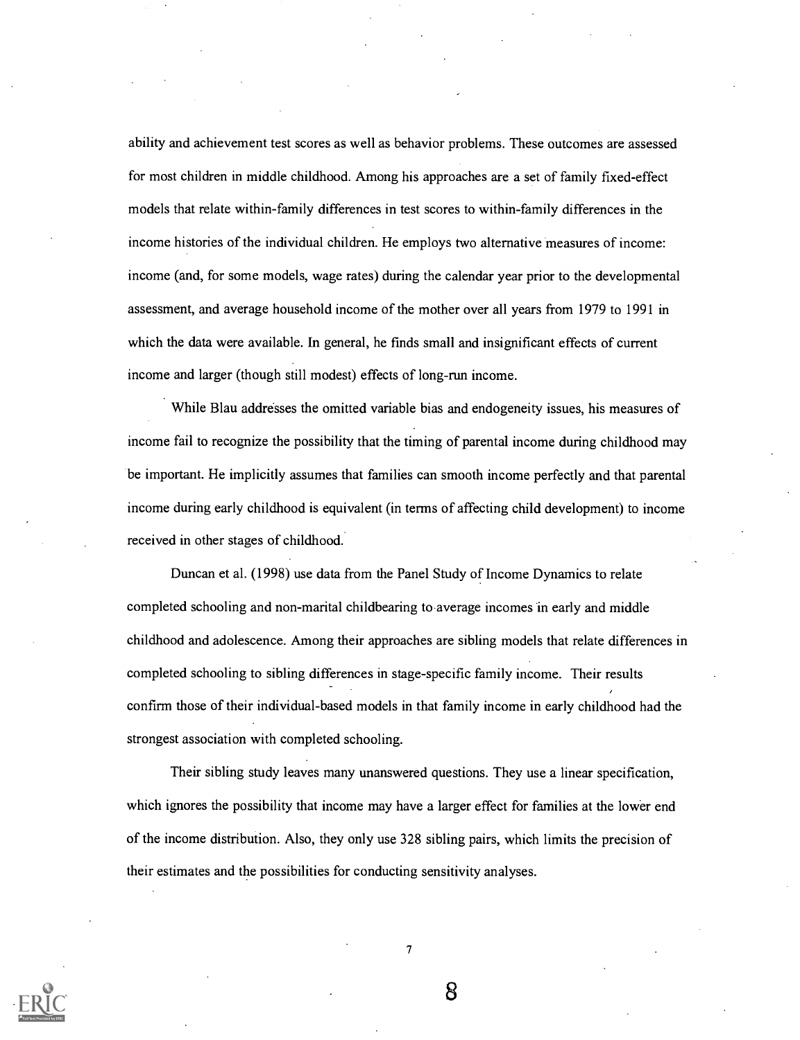ability and achievement test scores as well as behavior problems. These outcomes are assessed for most children in middle childhood. Among his approaches are a set of family fixed-effect models that relate within-family differences in test scores to within-family differences in the income histories of the individual children. He employs two alternative measures of income: income (and, for some models, wage rates) during the calendar year prior to the developmental assessment, and average household income of the mother over all years from 1979 to 1991 in which the data were available. In general, he finds small and insignificant effects of current income and larger (though still modest) effects of long-run income.

While Blau addresses the omitted variable bias and endogeneity issues, his measures of income fail to recognize the possibility that the timing of parental income during childhood may be important. He implicitly assumes that families can smooth income perfectly and that parental income during early childhood is equivalent (in terms of affecting child development) to income received in other stages of childhood.

Duncan et al. (1998) use data from the Panel Study of Income Dynamics to relate completed schooling and non-marital childbearing to average incomes in early and middle childhood and adolescence. Among their approaches are sibling models that relate differences in completed schooling to sibling differences in stage-specific family income. Their results confirm those of their individual-based models in that family income in early childhood had the strongest association with completed schooling.

Their sibling study leaves many unanswered questions. They use a linear specification, which ignores the possibility that income may have a larger effect for families at the lower end of the income distribution. Also, they only use 328 sibling pairs, which limits the precision of their estimates and the possibilities for conducting sensitivity analyses.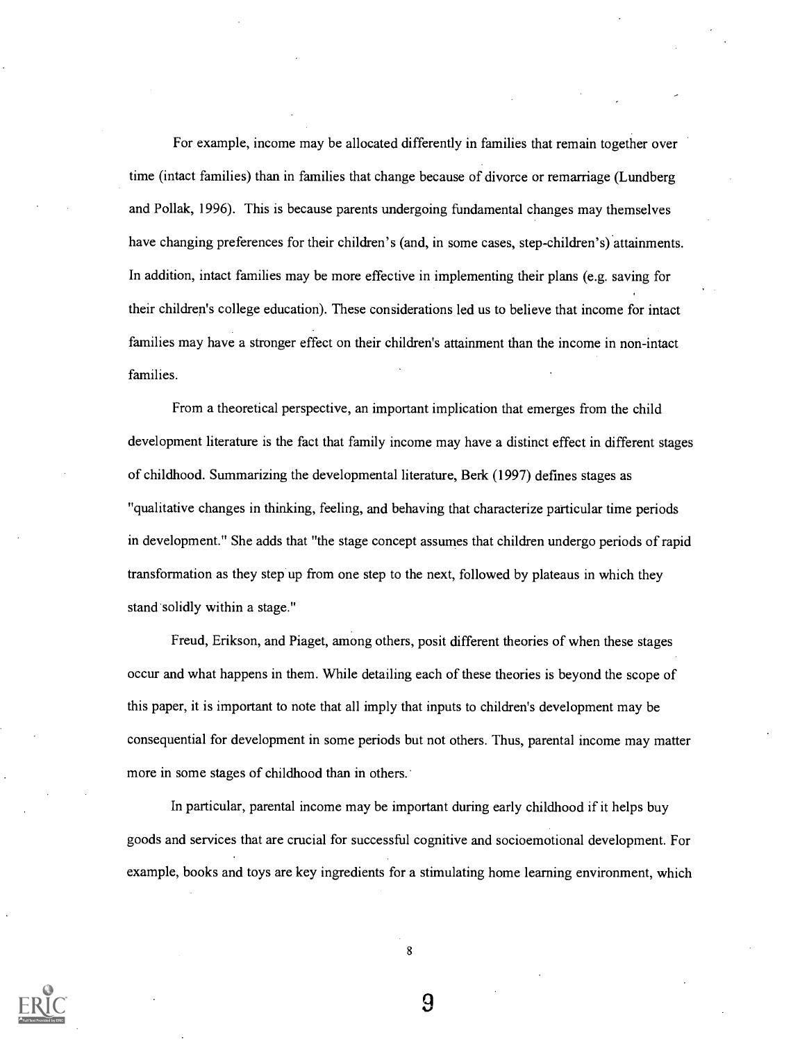For example, income may be allocated differently in families that remain together over time (intact families) than in families that change because of divorce or remarriage (Lundberg and Pollak, 1996). This is because parents undergoing fundamental changes may themselves have changing preferences for their children's (and, in some cases, step-children's) attainments. In addition, intact families may be more effective in implementing their plans (e.g. saving for their children's college education). These considerations led us to believe that income for intact families may have a stronger effect on their children's attainment than the income in non-intact families.

From a theoretical perspective, an important implication that emerges from the child development literature is the fact that family income may have a distinct effect in different stages of childhood. Summarizing the developmental literature, Berk (1997) defines stages as "qualitative changes in thinking, feeling, and behaving that characterize particular time periods in development." She adds that "the stage concept assumes that children undergo periods of rapid transformation as they step up from one step to the next, followed by plateaus in which they stand solidly within a stage."

Freud, Erikson, and Piaget, among others, posit different theories of when these stages occur and what happens in them. While detailing each of these theories is beyond the scope of this paper, it is important to note that all imply that inputs to children's development may be consequential for development in some periods but not others. Thus, parental income may matter more in some stages of childhood than in others.

In particular, parental income may be important during early childhood if it helps buy goods and services that are crucial for successful cognitive and socioemotional development. For example, books and toys are key ingredients for a stimulating home learning environment, which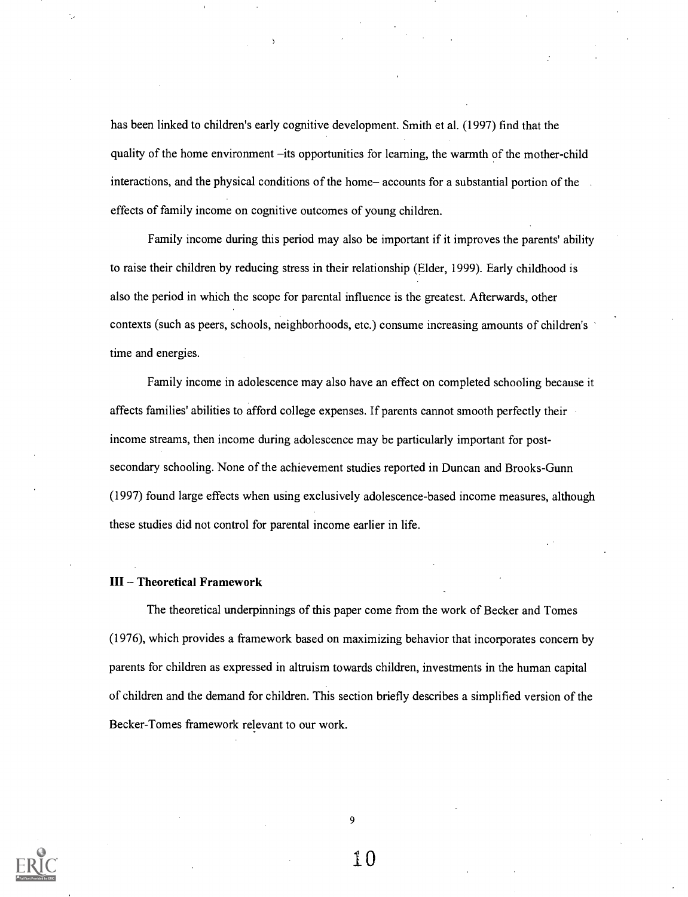has been linked to children's early cognitive development. Smith et al. (1997) find that the quality of the home environment –its opportunities for learning, the warmth of the mother-child interactions, and the physical conditions of the home– accounts for a substantial portion of the effects of family income on cognitive outcomes of young children.

Family income during this period may also be important if it improves the parents' ability to raise their children by reducing stress in their relationship (Elder, 1999). Early childhood is also the period in which the scope for parental influence is the greatest. Afterwards, other contexts (such as peers, schools, neighborhoods, etc.) consume increasing amounts of children's time and energies.

Family income in adolescence may also have an effect on completed schooling because it affects families' abilities to afford college expenses. If parents cannot smooth perfectly their income streams, then income during adolescence may be particularly important for post-secondary schooling. None of the achievement studies reported in Duncan and Brooks-Gunn (1997) found large effects when using exclusively adolescence-based income measures, although these studies did not control for parental income earlier in life.

## III – Theoretical Framework

The theoretical underpinnings of this paper come from the work of Becker and Tomes (1976), which provides a framework based on maximizing behavior that incorporates concern by parents for children as expressed in altruism towards children, investments in the human capital of children and the demand for children. This section briefly describes a simplified version of the Becker-Tomes framework relevant to our work.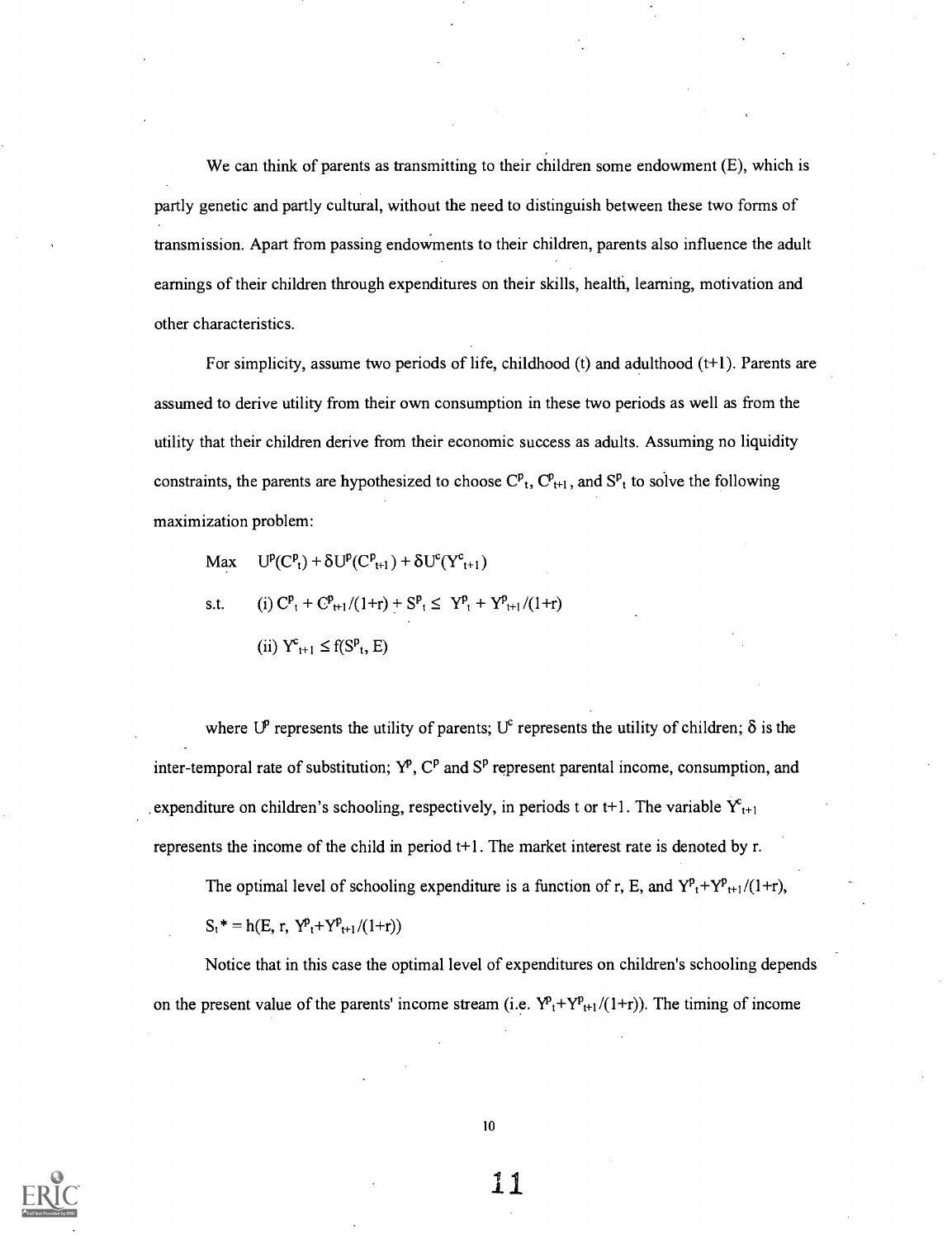We can think of parents as transmitting to their children some endowment (E), which is partly genetic and partly cultural, without the need to distinguish between these two forms of transmission. Apart from passing endowments to their children, parents also influence the adult earnings of their children through expenditures on their skills, health, learning, motivation and other characteristics.

For simplicity, assume two periods of life, childhood (t) and adulthood (t+1). Parents are assumed to derive utility from their own consumption in these two periods as well as from the utility that their children derive from their economic success as adults. Assuming no liquidity constraints, the parents are hypothesized to choose $C^p_t$, $C^p_{t+1}$, and $S^p_t$ to solve the following maximization problem:

$$\text{Max} \quad U^p(C^p_t) + \delta U^p(C^p_{t+1}) + \delta U^c(Y^c_{t+1})$$

$$\text{s.t.} \quad \text{(i) } C^p_t + C^p_{t+1}/(1+r) + S^p_t \leq Y^p_t + Y^p_{t+1}/(1+r)$$

$$\text{(ii) } Y^c_{t+1} \leq f(S^p_t, E)$$

where $U^p$ represents the utility of parents; $U^c$ represents the utility of children; $\delta$ is the inter-temporal rate of substitution; $Y^p$, $C^p$ and $S^p$ represent parental income, consumption, and expenditure on children's schooling, respectively, in periods t or t+1. The variable $Y^c_{t+1}$ represents the income of the child in period t+1. The market interest rate is denoted by r.

The optimal level of schooling expenditure is a function of r, E, and $Y^p_t+Y^p_{t+1}/(1+r)$,

$$S_t^* = h(E, r, Y^p_t+Y^p_{t+1}/(1+r))$$

Notice that in this case the optimal level of expenditures on children's schooling depends on the present value of the parents' income stream (i.e. $Y^p_t+Y^p_{t+1}/(1+r)$). The timing of income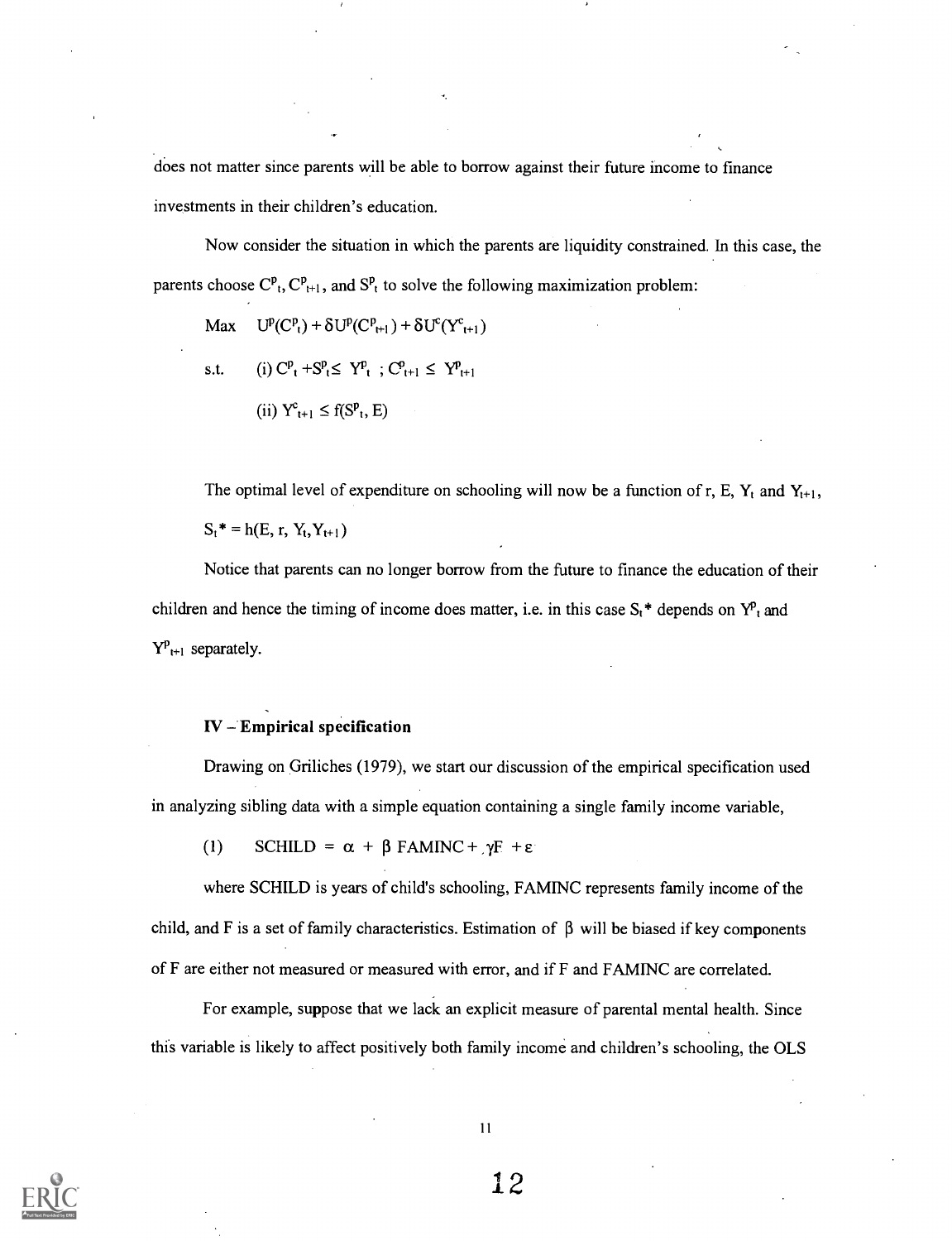does not matter since parents will be able to borrow against their future income to finance investments in their children's education.

Now consider the situation in which the parents are liquidity constrained. In this case, the parents choose $C^p_t$, $C^p_{t+1}$, and $S^p_t$ to solve the following maximization problem:

$$\text{Max} \quad U^p(C^p_t) + \delta U^p(C^p_{t+1}) + \delta U^c(Y^c_{t+1})$$

$$\text{s.t.} \quad \text{(i) } C^p_t + S^p_t \leq Y^p_t \; ; \; C^p_{t+1} \leq Y^p_{t+1}$$

$$\text{(ii) } Y^c_{t+1} \leq f(S^p_t, E)$$

The optimal level of expenditure on schooling will now be a function of r, E, $Y_t$ and $Y_{t+1}$,

$$S_t^* = h(E, r, Y_t, Y_{t+1})$$

Notice that parents can no longer borrow from the future to finance the education of their children and hence the timing of income does matter, i.e. in this case $S_t^*$ depends on $Y^p_t$ and $Y^p_{t+1}$ separately.

## IV – Empirical specification

Drawing on Griliches (1979), we start our discussion of the empirical specification used in analyzing sibling data with a simple equation containing a single family income variable,

$$\text{(1)} \qquad \text{SCHILD} = \alpha + \beta \text{ FAMINC} + \gamma F + \varepsilon$$

where SCHILD is years of child's schooling, FAMINC represents family income of the child, and F is a set of family characteristics. Estimation of $\beta$ will be biased if key components of F are either not measured or measured with error, and if F and FAMINC are correlated.

For example, suppose that we lack an explicit measure of parental mental health. Since this variable is likely to affect positively both family income and children's schooling, the OLS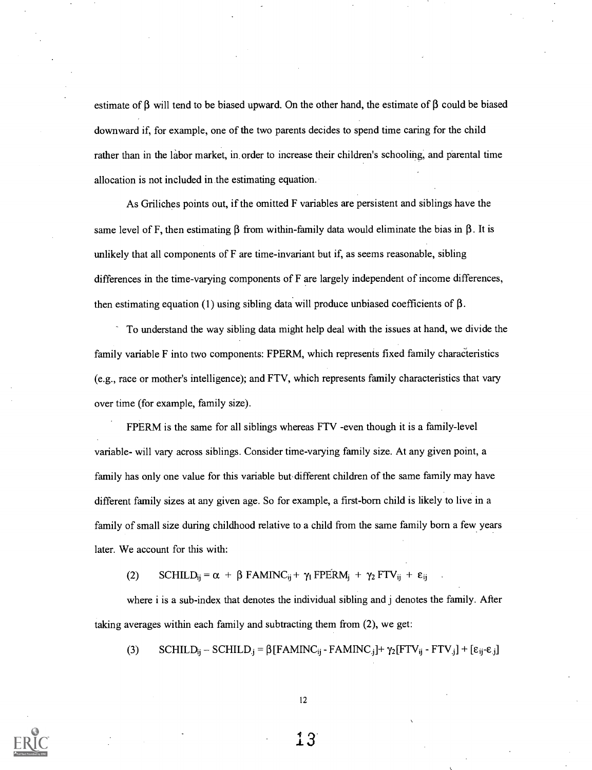estimate of $\beta$ will tend to be biased upward. On the other hand, the estimate of $\beta$ could be biased downward if, for example, one of the two parents decides to spend time caring for the child rather than in the labor market, in order to increase their children's schooling, and parental time allocation is not included in the estimating equation.

As Griliches points out, if the omitted F variables are persistent and siblings have the same level of F, then estimating $\beta$ from within-family data would eliminate the bias in $\beta$. It is unlikely that all components of F are time-invariant but if, as seems reasonable, sibling differences in the time-varying components of F are largely independent of income differences, then estimating equation (1) using sibling data will produce unbiased coefficients of $\beta$.

To understand the way sibling data might help deal with the issues at hand, we divide the family variable F into two components: FPERM, which represents fixed family characteristics (e.g., race or mother's intelligence); and FTV, which represents family characteristics that vary over time (for example, family size).

FPERM is the same for all siblings whereas FTV -even though it is a family-level variable- will vary across siblings. Consider time-varying family size. At any given point, a family has only one value for this variable but different children of the same family may have different family sizes at any given age. So for example, a first-born child is likely to live in a family of small size during childhood relative to a child from the same family born a few years later. We account for this with:

$$(2) \qquad SCHILD_{ij} = \alpha + \beta\, FAMINC_{ij} + \gamma_1\, FPERM_j + \gamma_2\, FTV_{ij} + \varepsilon_{ij}$$

where i is a sub-index that denotes the individual sibling and j denotes the family. After taking averages within each family and subtracting them from (2), we get:

$$(3) \qquad SCHILD_{ij} - SCHILD_{.j} = \beta[FAMINC_{ij} - FAMINC_{.j}] + \gamma_2[FTV_{ij} - FTV_{.j}] + [\varepsilon_{ij} - \varepsilon_{.j}]$$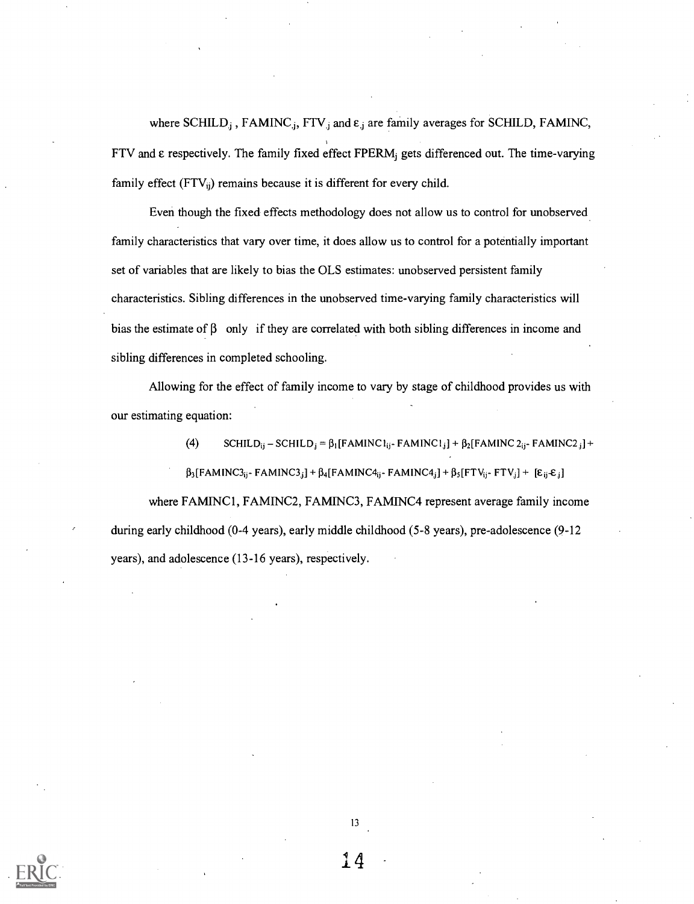where $SCHILD_{.j}$, $FAMINC_{.j}$, $FTV_{.j}$ and $\varepsilon_{.j}$ are family averages for SCHILD, FAMINC, FTV and $\varepsilon$ respectively. The family fixed effect $FPERM_j$ gets differenced out. The time-varying family effect ($FTV_{ij}$) remains because it is different for every child.

Even though the fixed effects methodology does not allow us to control for unobserved family characteristics that vary over time, it does allow us to control for a potentially important set of variables that are likely to bias the OLS estimates: unobserved persistent family characteristics. Sibling differences in the unobserved time-varying family characteristics will bias the estimate of $\beta$ only if they are correlated with both sibling differences in income and sibling differences in completed schooling.

Allowing for the effect of family income to vary by stage of childhood provides us with our estimating equation:

$$(4) \quad SCHILD_{ij} - SCHILD_{.j} = \beta_1[FAMINC1_{ij} - FAMINC1_{.j}] + \beta_2[FAMINC2_{ij} - FAMINC2_{.j}] + \beta_3[FAMINC3_{ij} - FAMINC3_{.j}] + \beta_4[FAMINC4_{ij} - FAMINC4_{.j}] + \beta_5[FTV_{ij} - FTV_{.j}] + [\varepsilon_{ij} - \varepsilon_{.j}]$$

where FAMINC1, FAMINC2, FAMINC3, FAMINC4 represent average family income during early childhood (0-4 years), early middle childhood (5-8 years), pre-adolescence (9-12 years), and adolescence (13-16 years), respectively.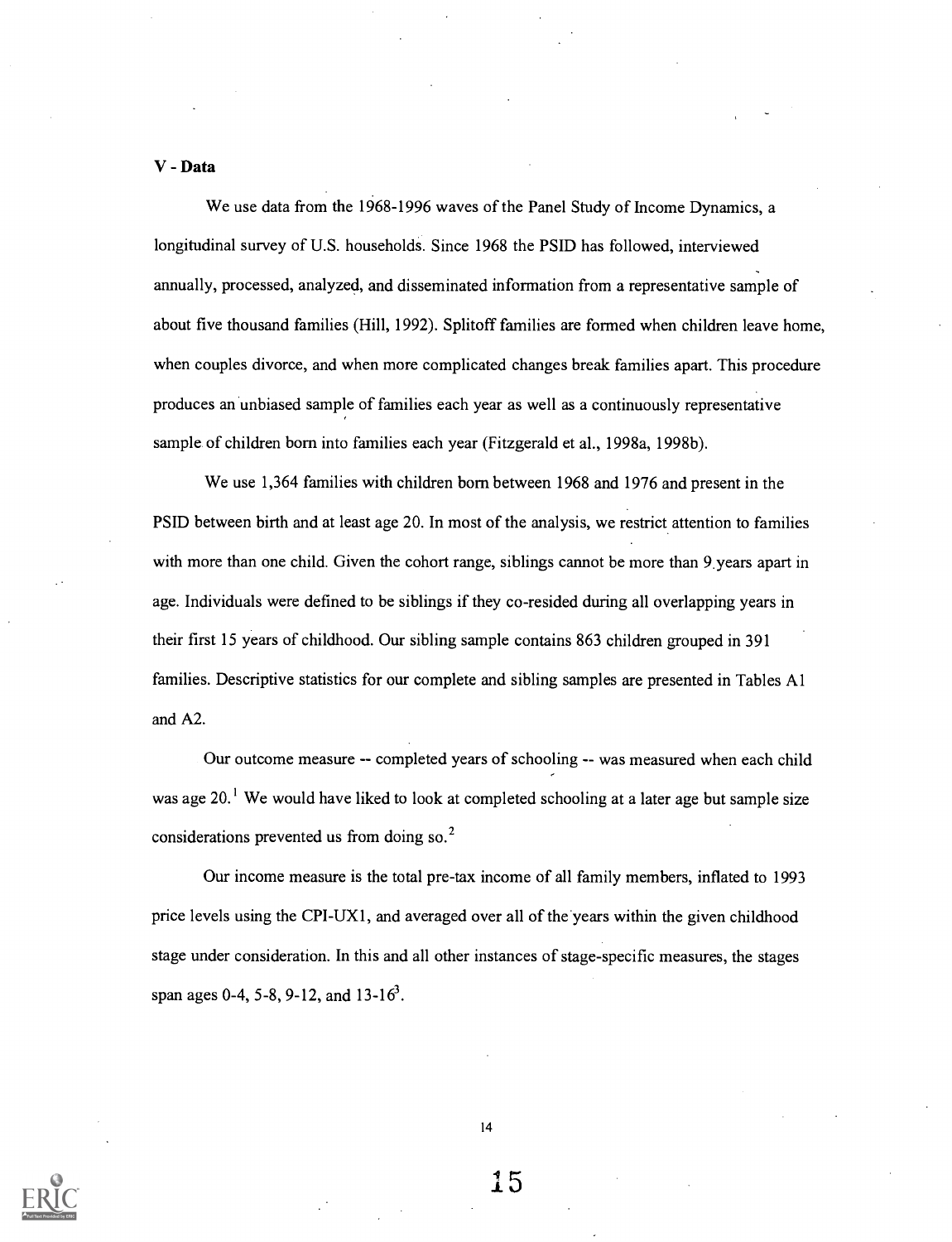**V - Data**

We use data from the 1968-1996 waves of the Panel Study of Income Dynamics, a longitudinal survey of U.S. households. Since 1968 the PSID has followed, interviewed annually, processed, analyzed, and disseminated information from a representative sample of about five thousand families (Hill, 1992). Splitoff families are formed when children leave home, when couples divorce, and when more complicated changes break families apart. This procedure produces an unbiased sample of families each year as well as a continuously representative sample of children born into families each year (Fitzgerald et al., 1998a, 1998b).

We use 1,364 families with children born between 1968 and 1976 and present in the PSID between birth and at least age 20. In most of the analysis, we restrict attention to families with more than one child. Given the cohort range, siblings cannot be more than 9 years apart in age. Individuals were defined to be siblings if they co-resided during all overlapping years in their first 15 years of childhood. Our sibling sample contains 863 children grouped in 391 families. Descriptive statistics for our complete and sibling samples are presented in Tables A1 and A2.

Our outcome measure -- completed years of schooling -- was measured when each child was age 20.[1] We would have liked to look at completed schooling at a later age but sample size considerations prevented us from doing so.[2]

Our income measure is the total pre-tax income of all family members, inflated to 1993 price levels using the CPI-UX1, and averaged over all of the years within the given childhood stage under consideration. In this and all other instances of stage-specific measures, the stages span ages 0-4, 5-8, 9-12, and 13-16[3].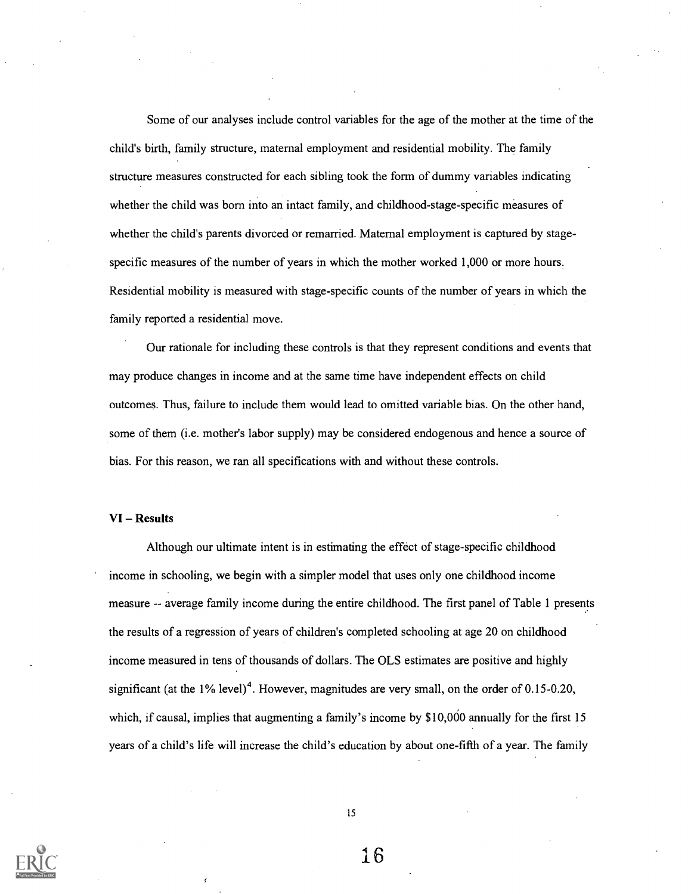Some of our analyses include control variables for the age of the mother at the time of the child's birth, family structure, maternal employment and residential mobility. The family structure measures constructed for each sibling took the form of dummy variables indicating whether the child was born into an intact family, and childhood-stage-specific measures of whether the child's parents divorced or remarried. Maternal employment is captured by stage-specific measures of the number of years in which the mother worked 1,000 or more hours. Residential mobility is measured with stage-specific counts of the number of years in which the family reported a residential move.

Our rationale for including these controls is that they represent conditions and events that may produce changes in income and at the same time have independent effects on child outcomes. Thus, failure to include them would lead to omitted variable bias. On the other hand, some of them (i.e. mother's labor supply) may be considered endogenous and hence a source of bias. For this reason, we ran all specifications with and without these controls.

### VI – Results

Although our ultimate intent is in estimating the effect of stage-specific childhood income in schooling, we begin with a simpler model that uses only one childhood income measure -- average family income during the entire childhood. The first panel of Table 1 presents the results of a regression of years of children's completed schooling at age 20 on childhood income measured in tens of thousands of dollars. The OLS estimates are positive and highly significant (at the 1% level)[4]. However, magnitudes are very small, on the order of 0.15-0.20, which, if causal, implies that augmenting a family's income by $10,000 annually for the first 15 years of a child's life will increase the child's education by about one-fifth of a year. The family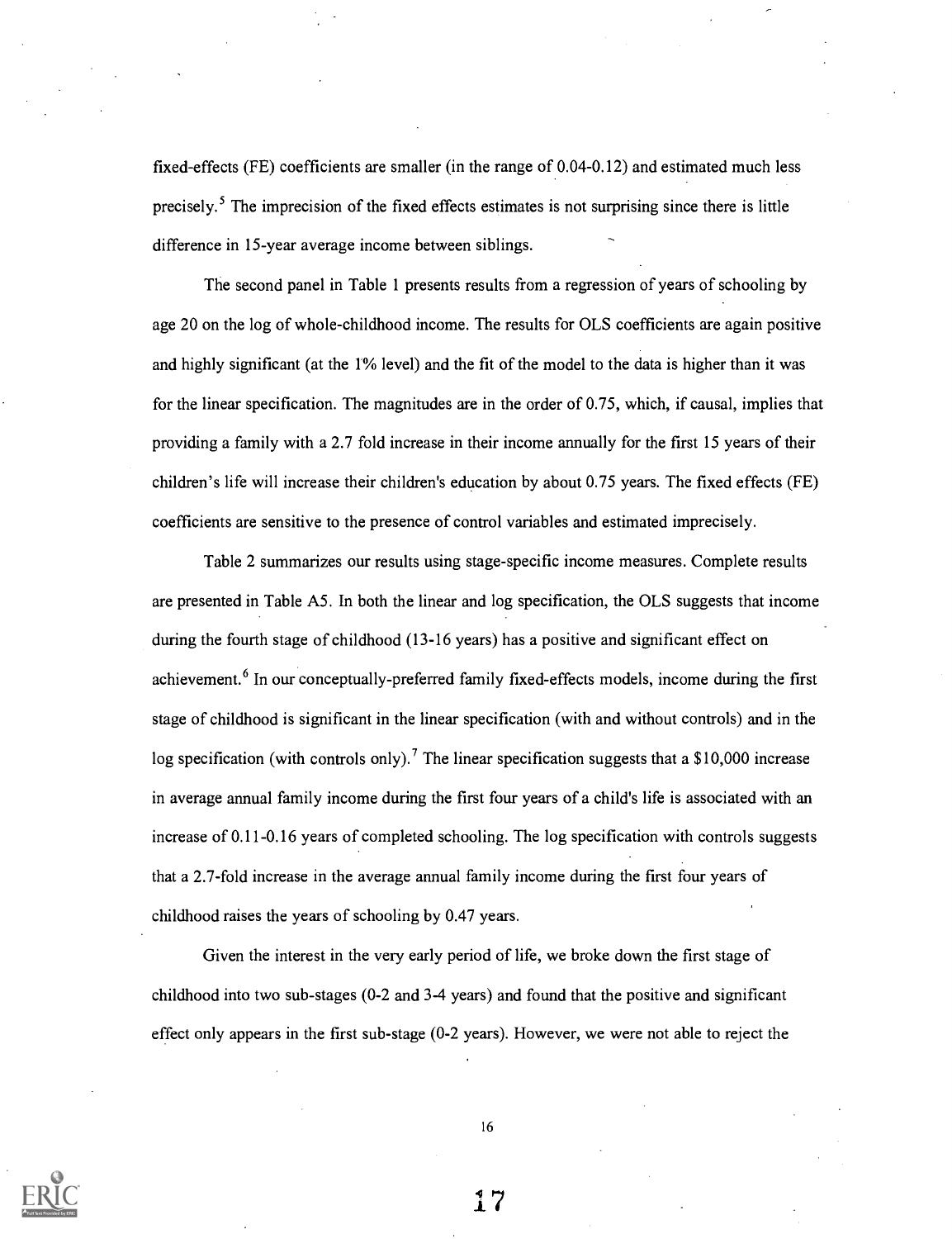fixed-effects (FE) coefficients are smaller (in the range of 0.04-0.12) and estimated much less precisely.[5] The imprecision of the fixed effects estimates is not surprising since there is little difference in 15-year average income between siblings.

The second panel in Table 1 presents results from a regression of years of schooling by age 20 on the log of whole-childhood income. The results for OLS coefficients are again positive and highly significant (at the 1% level) and the fit of the model to the data is higher than it was for the linear specification. The magnitudes are in the order of 0.75, which, if causal, implies that providing a family with a 2.7 fold increase in their income annually for the first 15 years of their children's life will increase their children's education by about 0.75 years. The fixed effects (FE) coefficients are sensitive to the presence of control variables and estimated imprecisely.

Table 2 summarizes our results using stage-specific income measures. Complete results are presented in Table A5. In both the linear and log specification, the OLS suggests that income during the fourth stage of childhood (13-16 years) has a positive and significant effect on achievement.[6] In our conceptually-preferred family fixed-effects models, income during the first stage of childhood is significant in the linear specification (with and without controls) and in the log specification (with controls only).[7] The linear specification suggests that a $10,000 increase in average annual family income during the first four years of a child's life is associated with an increase of 0.11-0.16 years of completed schooling. The log specification with controls suggests that a 2.7-fold increase in the average annual family income during the first four years of childhood raises the years of schooling by 0.47 years.

Given the interest in the very early period of life, we broke down the first stage of childhood into two sub-stages (0-2 and 3-4 years) and found that the positive and significant effect only appears in the first sub-stage (0-2 years). However, we were not able to reject the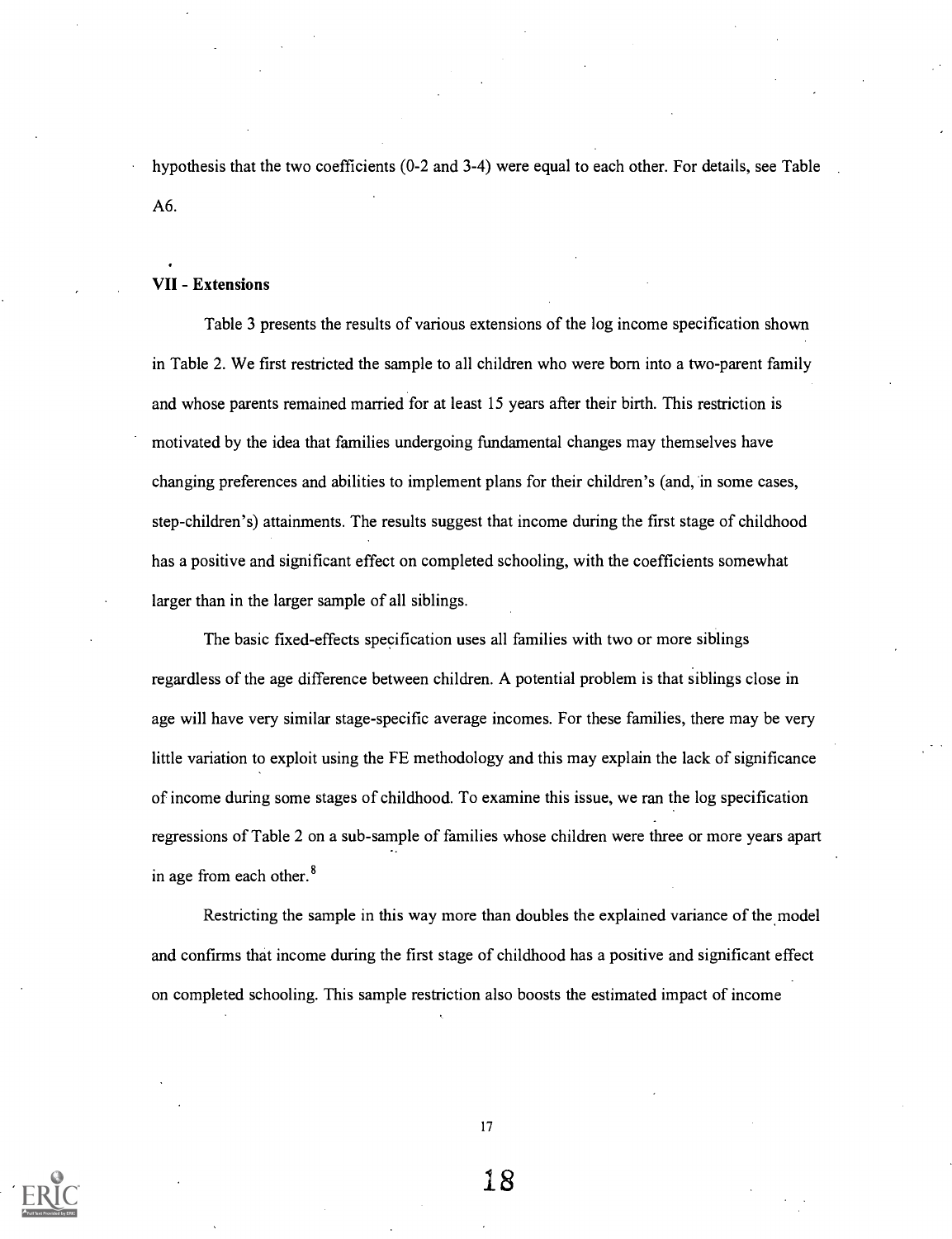hypothesis that the two coefficients (0-2 and 3-4) were equal to each other. For details, see Table A6.

## VII - Extensions

Table 3 presents the results of various extensions of the log income specification shown in Table 2. We first restricted the sample to all children who were born into a two-parent family and whose parents remained married for at least 15 years after their birth. This restriction is motivated by the idea that families undergoing fundamental changes may themselves have changing preferences and abilities to implement plans for their children's (and, in some cases, step-children's) attainments. The results suggest that income during the first stage of childhood has a positive and significant effect on completed schooling, with the coefficients somewhat larger than in the larger sample of all siblings.

The basic fixed-effects specification uses all families with two or more siblings regardless of the age difference between children. A potential problem is that siblings close in age will have very similar stage-specific average incomes. For these families, there may be very little variation to exploit using the FE methodology and this may explain the lack of significance of income during some stages of childhood. To examine this issue, we ran the log specification regressions of Table 2 on a sub-sample of families whose children were three or more years apart in age from each other.[8]

Restricting the sample in this way more than doubles the explained variance of the model and confirms that income during the first stage of childhood has a positive and significant effect on completed schooling. This sample restriction also boosts the estimated impact of income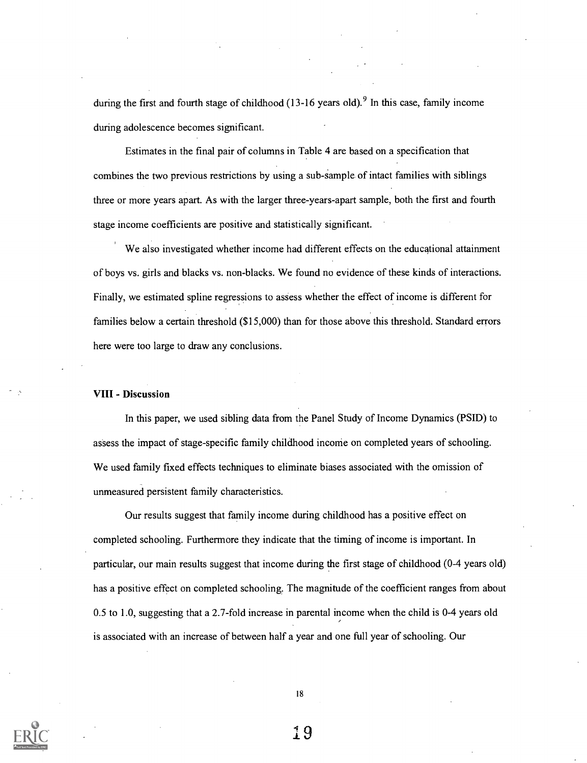during the first and fourth stage of childhood (13-16 years old).[9] In this case, family income during adolescence becomes significant.

Estimates in the final pair of columns in Table 4 are based on a specification that combines the two previous restrictions by using a sub-sample of intact families with siblings three or more years apart. As with the larger three-years-apart sample, both the first and fourth stage income coefficients are positive and statistically significant.

We also investigated whether income had different effects on the educational attainment of boys vs. girls and blacks vs. non-blacks. We found no evidence of these kinds of interactions. Finally, we estimated spline regressions to assess whether the effect of income is different for families below a certain threshold ($15,000) than for those above this threshold. Standard errors here were too large to draw any conclusions.

### VIII - Discussion

In this paper, we used sibling data from the Panel Study of Income Dynamics (PSID) to assess the impact of stage-specific family childhood income on completed years of schooling. We used family fixed effects techniques to eliminate biases associated with the omission of unmeasured persistent family characteristics.

Our results suggest that family income during childhood has a positive effect on completed schooling. Furthermore they indicate that the timing of income is important. In particular, our main results suggest that income during the first stage of childhood (0-4 years old) has a positive effect on completed schooling. The magnitude of the coefficient ranges from about 0.5 to 1.0, suggesting that a 2.7-fold increase in parental income when the child is 0-4 years old is associated with an increase of between half a year and one full year of schooling. Our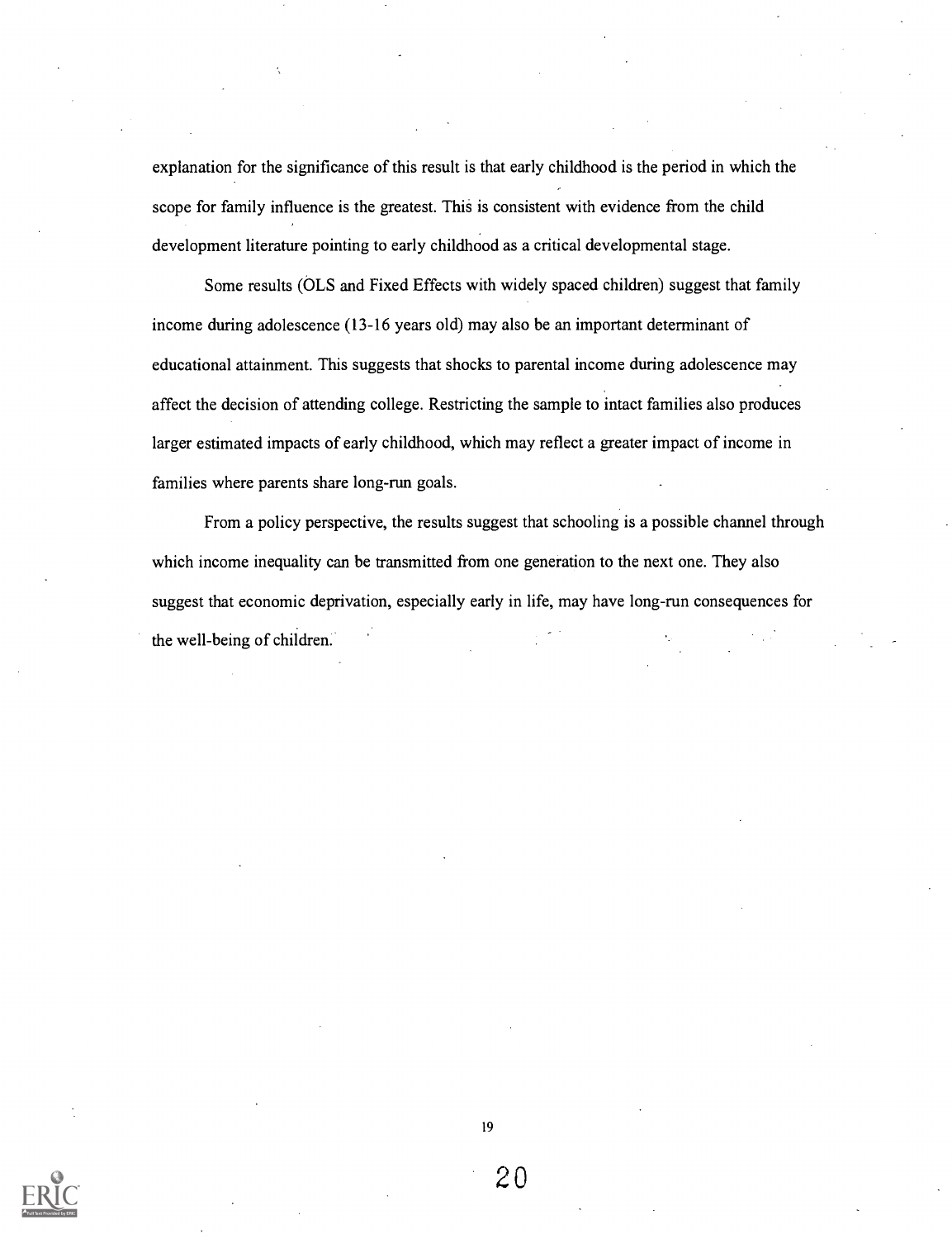explanation for the significance of this result is that early childhood is the period in which the scope for family influence is the greatest. This is consistent with evidence from the child development literature pointing to early childhood as a critical developmental stage.

Some results (OLS and Fixed Effects with widely spaced children) suggest that family income during adolescence (13-16 years old) may also be an important determinant of educational attainment. This suggests that shocks to parental income during adolescence may affect the decision of attending college. Restricting the sample to intact families also produces larger estimated impacts of early childhood, which may reflect a greater impact of income in families where parents share long-run goals.

From a policy perspective, the results suggest that schooling is a possible channel through which income inequality can be transmitted from one generation to the next one. They also suggest that economic deprivation, especially early in life, may have long-run consequences for the well-being of children.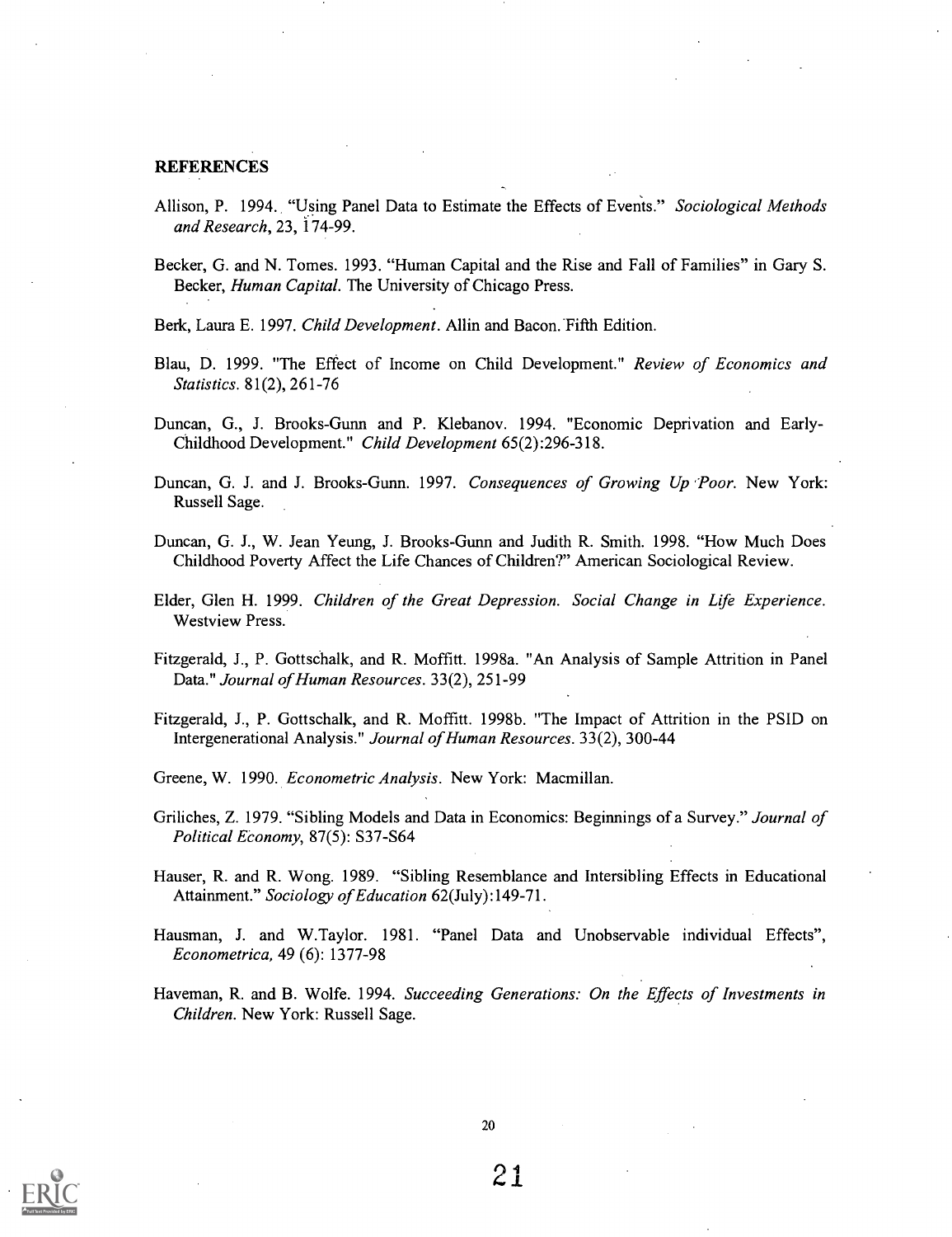## REFERENCES

Allison, P. 1994. "Using Panel Data to Estimate the Effects of Events." *Sociological Methods and Research*, 23, 174-99.

Becker, G. and N. Tomes. 1993. "Human Capital and the Rise and Fall of Families" in Gary S. Becker, *Human Capital*. The University of Chicago Press.

Berk, Laura E. 1997. *Child Development*. Allin and Bacon. Fifth Edition.

Blau, D. 1999. "The Effect of Income on Child Development." *Review of Economics and Statistics*. 81(2), 261-76

Duncan, G., J. Brooks-Gunn and P. Klebanov. 1994. "Economic Deprivation and Early-Childhood Development." *Child Development* 65(2):296-318.

Duncan, G. J. and J. Brooks-Gunn. 1997. *Consequences of Growing Up Poor*. New York: Russell Sage.

Duncan, G. J., W. Jean Yeung, J. Brooks-Gunn and Judith R. Smith. 1998. "How Much Does Childhood Poverty Affect the Life Chances of Children?" American Sociological Review.

Elder, Glen H. 1999. *Children of the Great Depression. Social Change in Life Experience*. Westview Press.

Fitzgerald, J., P. Gottschalk, and R. Moffitt. 1998a. "An Analysis of Sample Attrition in Panel Data." *Journal of Human Resources*. 33(2), 251-99

Fitzgerald, J., P. Gottschalk, and R. Moffitt. 1998b. "The Impact of Attrition in the PSID on Intergenerational Analysis." *Journal of Human Resources*. 33(2), 300-44

Greene, W. 1990. *Econometric Analysis*. New York: Macmillan.

Griliches, Z. 1979. "Sibling Models and Data in Economics: Beginnings of a Survey." *Journal of Political Economy*, 87(5): S37-S64

Hauser, R. and R. Wong. 1989. "Sibling Resemblance and Intersibling Effects in Educational Attainment." *Sociology of Education* 62(July):149-71.

Hausman, J. and W.Taylor. 1981. "Panel Data and Unobservable individual Effects", *Econometrica*, 49 (6): 1377-98

Haveman, R. and B. Wolfe. 1994. *Succeeding Generations: On the Effects of Investments in Children*. New York: Russell Sage.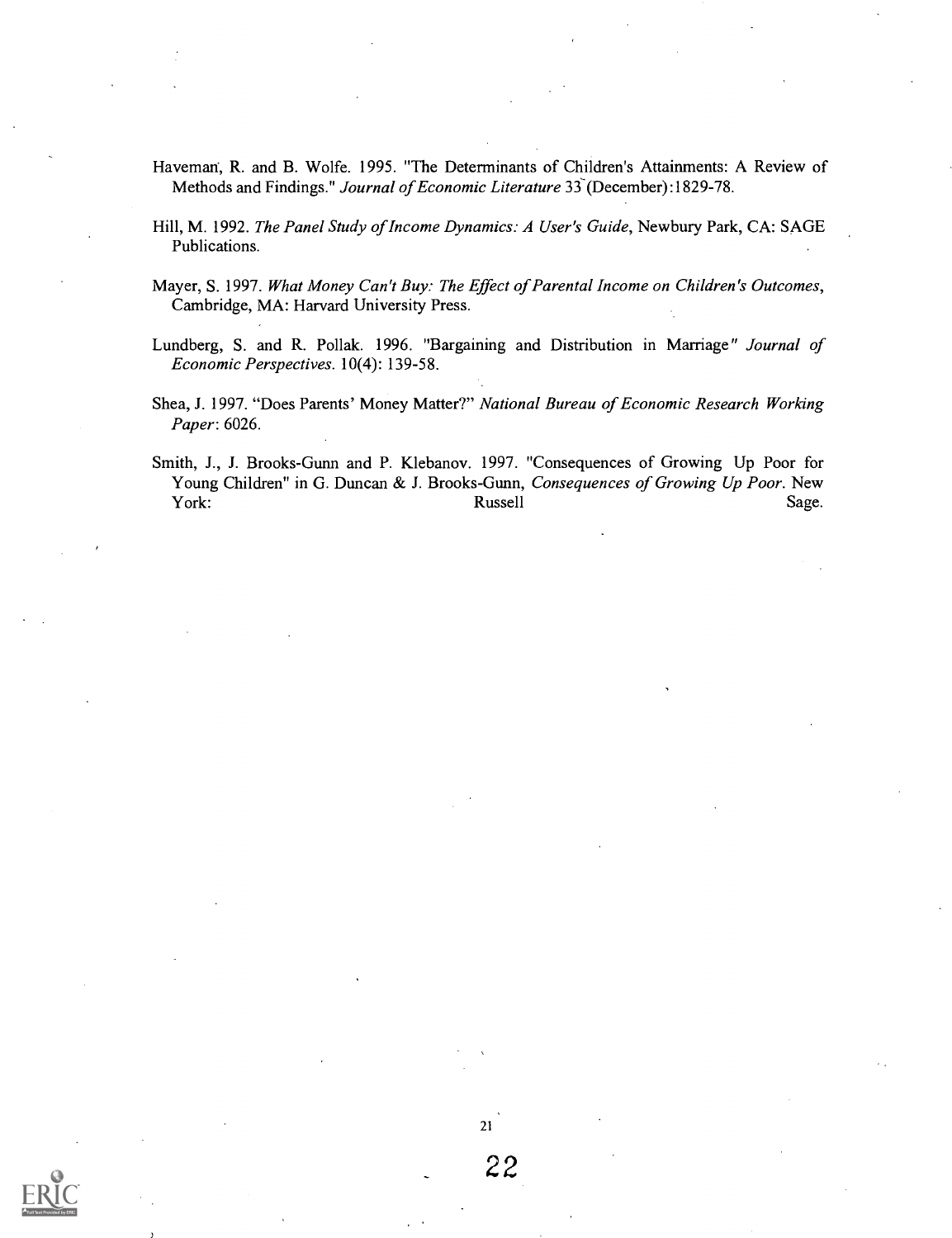Haveman, R. and B. Wolfe. 1995. "The Determinants of Children's Attainments: A Review of Methods and Findings." *Journal of Economic Literature* 33 (December):1829-78.

Hill, M. 1992. *The Panel Study of Income Dynamics: A User's Guide*, Newbury Park, CA: SAGE Publications.

Mayer, S. 1997. *What Money Can't Buy: The Effect of Parental Income on Children's Outcomes*, Cambridge, MA: Harvard University Press.

Lundberg, S. and R. Pollak. 1996. "Bargaining and Distribution in Marriage" *Journal of Economic Perspectives*. 10(4): 139-58.

Shea, J. 1997. "Does Parents' Money Matter?" *National Bureau of Economic Research Working Paper*: 6026.

Smith, J., J. Brooks-Gunn and P. Klebanov. 1997. "Consequences of Growing Up Poor for Young Children" in G. Duncan & J. Brooks-Gunn, *Consequences of Growing Up Poor*. New York: Russell Sage.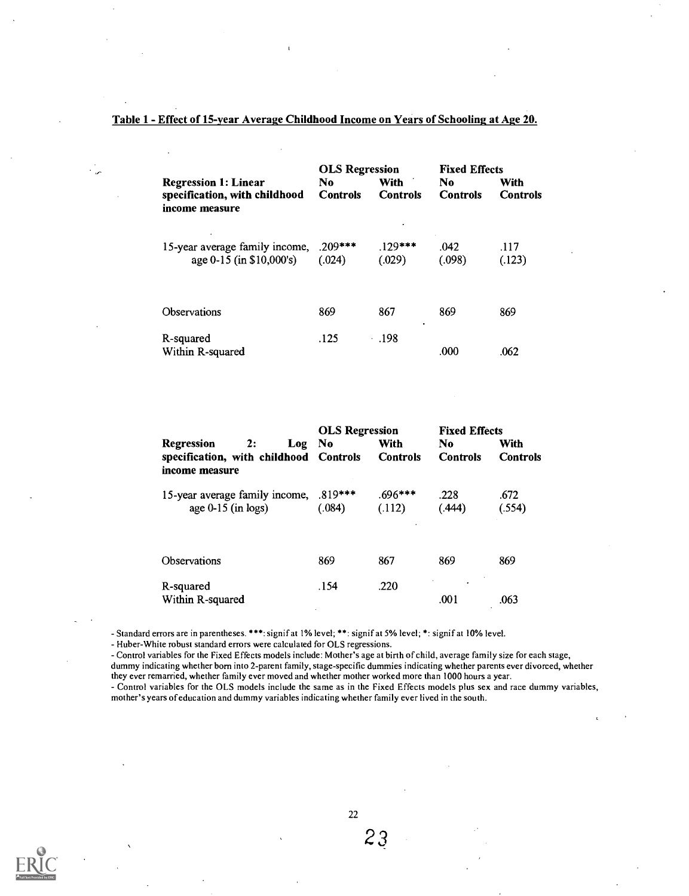**Table 1 - Effect of 15-year Average Childhood Income on Years of Schooling at Age 20.**

| Regression 1: Linear specification, with childhood income measure | OLS Regression | | Fixed Effects | |
|---|---|---|---|---|
| | No Controls | With Controls | No Controls | With Controls |
| 15-year average family income, age 0-15 (in $10,000's) | .209*** (.024) | .129*** (.029) | .042 (.098) | .117 (.123) |
| Observations | 869 | 867 | 869 | 869 |
| R-squared | .125 | .198 | | |
| Within R-squared | | | .000 | .062 |

| Regression 2: Log specification, with childhood income measure | OLS Regression | | Fixed Effects | |
|---|---|---|---|---|
| | No Controls | With Controls | No Controls | With Controls |
| 15-year average family income, age 0-15 (in logs) | .819*** (.084) | .696*** (.112) | .228 (.444) | .672 (.554) |
| Observations | 869 | 867 | 869 | 869 |
| R-squared | .154 | .220 | | |
| Within R-squared | | | .001 | .063 |

- Standard errors are in parentheses. ***: signif at 1% level; **: signif at 5% level; *: signif at 10% level.
- Huber-White robust standard errors were calculated for OLS regressions.
- Control variables for the Fixed Effects models include: Mother's age at birth of child, average family size for each stage, dummy indicating whether born into 2-parent family, stage-specific dummies indicating whether parents ever divorced, whether they ever remarried, whether family ever moved and whether mother worked more than 1000 hours a year.
- Control variables for the OLS models include the same as in the Fixed Effects models plus sex and race dummy variables, mother's years of education and dummy variables indicating whether family ever lived in the south.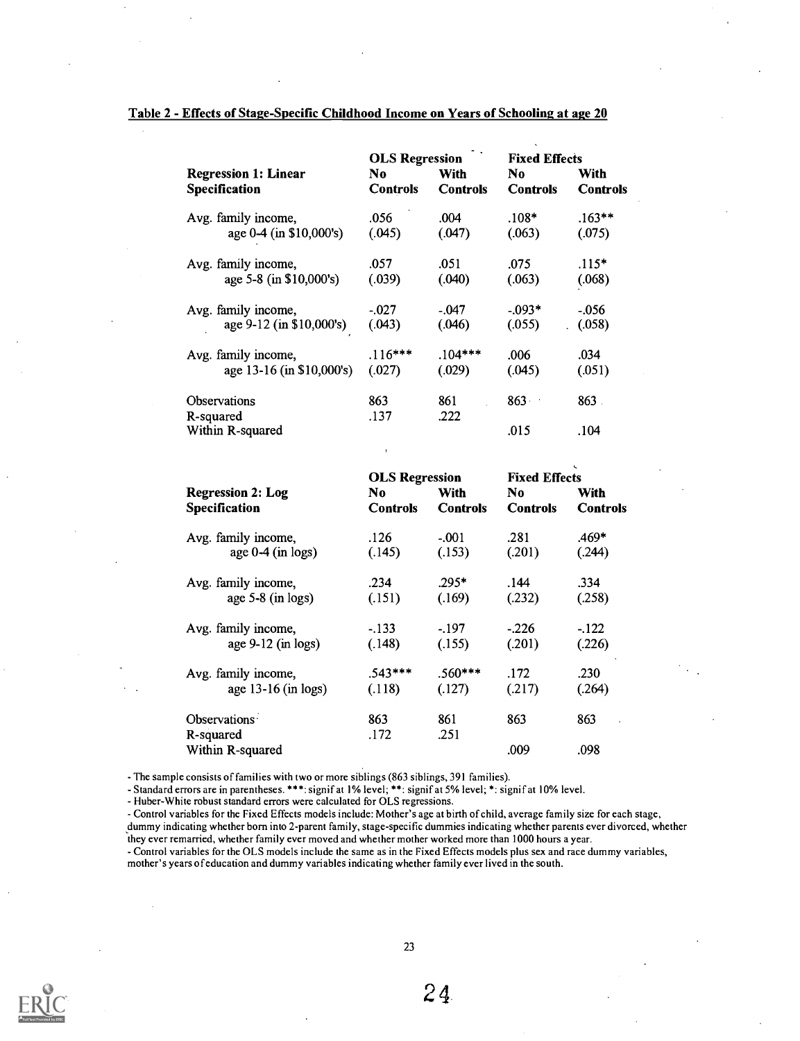**Table 2 - Effects of Stage-Specific Childhood Income on Years of Schooling at age 20**

| Regression 1: Linear Specification | OLS Regression | | Fixed Effects | |
|---|---|---|---|---|
| | No Controls | With Controls | No Controls | With Controls |
| Avg. family income, age 0-4 (in $10,000's) | .056 (.045) | .004 (.047) | .108* (.063) | .163** (.075) |
| Avg. family income, age 5-8 (in $10,000's) | .057 (.039) | .051 (.040) | .075 (.063) | .115* (.068) |
| Avg. family income, age 9-12 (in $10,000's) | -.027 (.043) | -.047 (.046) | -.093* (.055) | -.056 (.058) |
| Avg. family income, age 13-16 (in $10,000's) | .116*** (.027) | .104*** (.029) | .006 (.045) | .034 (.051) |
| Observations | 863 | 861 | 863 | 863 |
| R-squared | .137 | .222 | | |
| Within R-squared | | | .015 | .104 |

| Regression 2: Log Specification | OLS Regression | | Fixed Effects | |
|---|---|---|---|---|
| | No Controls | With Controls | No Controls | With Controls |
| Avg. family income, age 0-4 (in logs) | .126 (.145) | -.001 (.153) | .281 (.201) | .469* (.244) |
| Avg. family income, age 5-8 (in logs) | .234 (.151) | .295* (.169) | .144 (.232) | .334 (.258) |
| Avg. family income, age 9-12 (in logs) | -.133 (.148) | -.197 (.155) | -.226 (.201) | -.122 (.226) |
| Avg. family income, age 13-16 (in logs) | .543*** (.118) | .560*** (.127) | .172 (.217) | .230 (.264) |
| Observations | 863 | 861 | 863 | 863 |
| R-squared | .172 | .251 | | |
| Within R-squared | | | .009 | .098 |

- The sample consists of families with two or more siblings (863 siblings, 391 families).
- Standard errors are in parentheses. ***: signif at 1% level; **: signif at 5% level; *: signif at 10% level.
- Huber-White robust standard errors were calculated for OLS regressions.
- Control variables for the Fixed Effects models include: Mother's age at birth of child, average family size for each stage, dummy indicating whether born into 2-parent family, stage-specific dummies indicating whether parents ever divorced, whether they ever remarried, whether family ever moved and whether mother worked more than 1000 hours a year.
- Control variables for the OLS models include the same as in the Fixed Effects models plus sex and race dummy variables, mother's years of education and dummy variables indicating whether family ever lived in the south.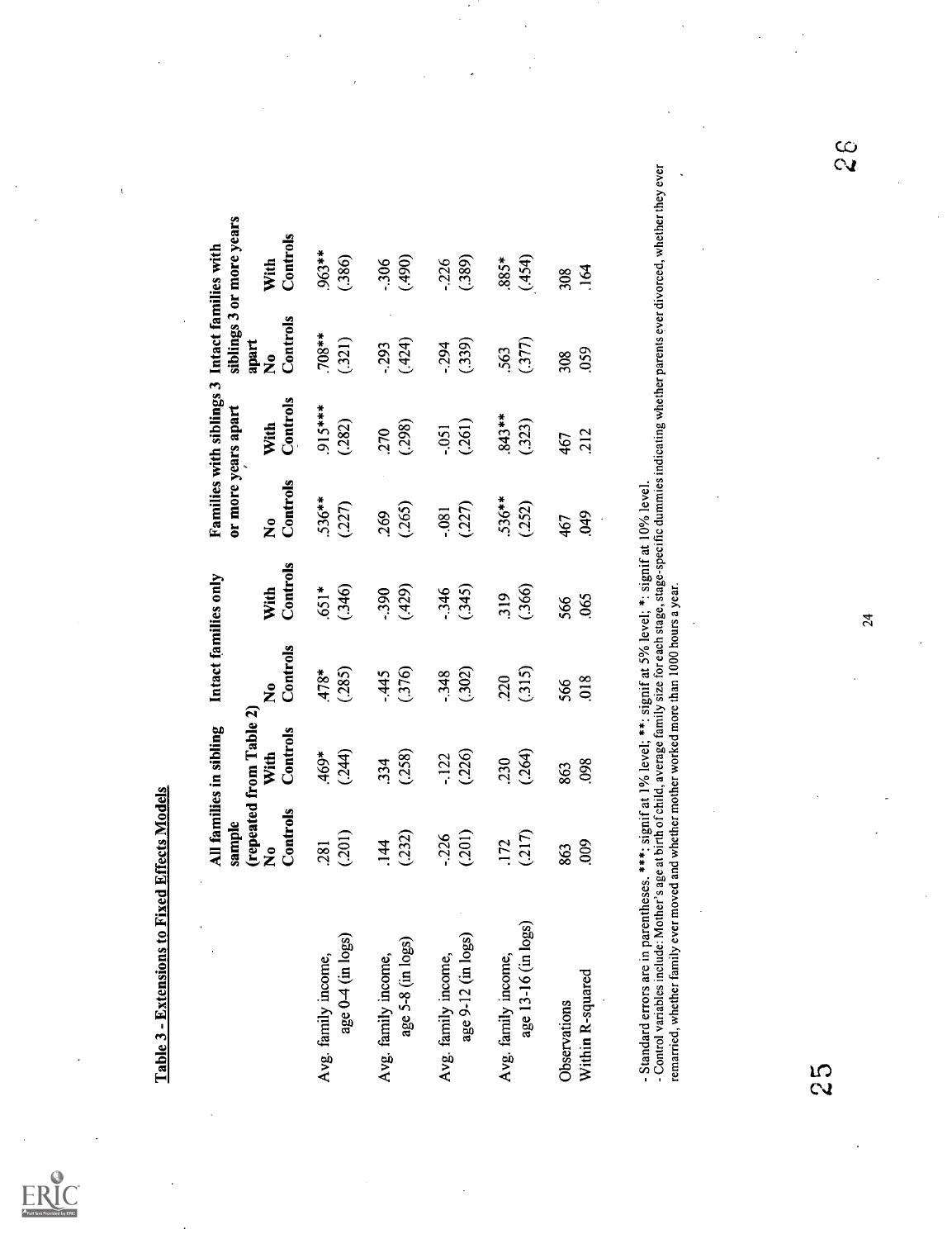## Table 3 - Extensions to Fixed Effects Models

| | All families in sibling sample (repeated from Table 2) | | Intact families only | | Families with siblings 3 or more years apart | | Intact families with siblings 3 or more years apart | |
|---|---|---|---|---|---|---|---|---|
| | No Controls | With Controls | No Controls | With Controls | No Controls | With Controls | No Controls | With Controls |
| Avg. family income, age 0-4 (in logs) | .281 (.201) | .469* (.244) | .478* (.285) | .651* (.346) | .536** (.227) | .915*** (.282) | .708** (.321) | .963** (.386) |
| Avg. family income, age 5-8 (in logs) | .144 (.232) | .334 (.258) | -.445 (.376) | -.390 (.429) | .269 (.265) | .270 (.298) | -.293 (.424) | -.306 (.490) |
| Avg. family income, age 9-12 (in logs) | -.226 (.201) | -.122 (.226) | -.348 (.302) | -.346 (.345) | -.081 (.227) | -.051 (.261) | -.294 (.339) | -.226 (.389) |
| Avg. family income, age 13-16 (in logs) | .172 (.217) | .230 (.264) | .220 (.315) | .319 (.366) | .536** (.252) | .843** (.323) | .563 (.377) | .885* (.454) |
| Observations | 863 | 863 | 566 | 566 | 467 | 467 | 308 | 308 |
| Within R-squared | .009 | .098 | .018 | .065 | .049 | .212 | .059 | .164 |

- Standard errors are in parentheses. ***: signif at 1% level; **: signif at 5% level; *: signif at 10% level.
- Control variables include: Mother's age at birth of child, average family size for each stage, stage-specific dummies indicating whether parents ever divorced, whether they ever remarried, whether family ever moved and whether mother worked more than 1000 hours a year.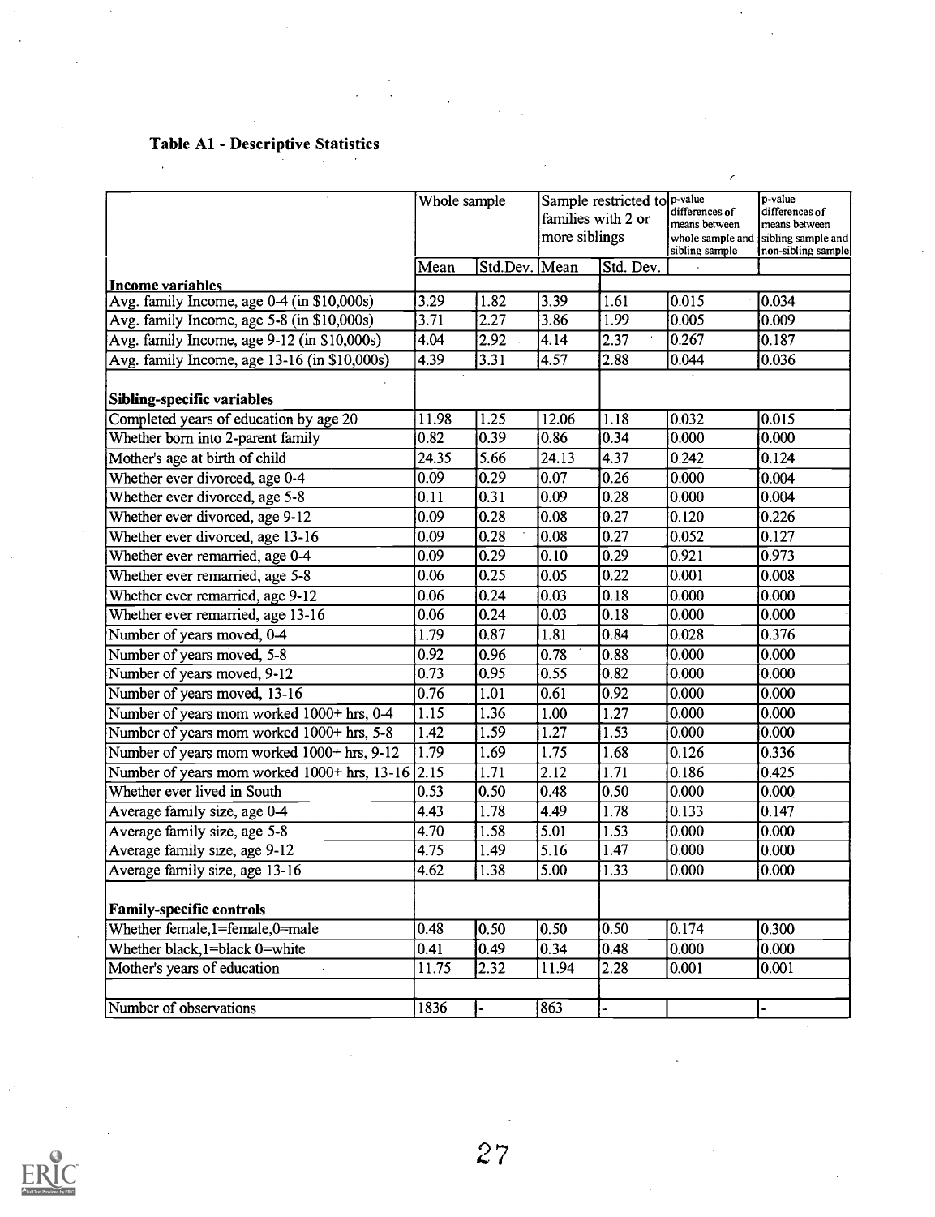### Table A1 - Descriptive Statistics

| | Whole sample | | Sample restricted to families with 2 or more siblings | | p-value differences of means between whole sample and sibling sample | p-value differences of means between sibling sample and non-sibling sample |
|---|---|---|---|---|---|---|
| | Mean | Std.Dev. | Mean | Std. Dev. | | |
| **Income variables** | | | | | | |
| Avg. family Income, age 0-4 (in $10,000s) | 3.29 | 1.82 | 3.39 | 1.61 | 0.015 | 0.034 |
| Avg. family Income, age 5-8 (in $10,000s) | 3.71 | 2.27 | 3.86 | 1.99 | 0.005 | 0.009 |
| Avg. family Income, age 9-12 (in $10,000s) | 4.04 | 2.92 | 4.14 | 2.37 | 0.267 | 0.187 |
| Avg. family Income, age 13-16 (in $10,000s) | 4.39 | 3.31 | 4.57 | 2.88 | 0.044 | 0.036 |
| **Sibling-specific variables** | | | | | | |
| Completed years of education by age 20 | 11.98 | 1.25 | 12.06 | 1.18 | 0.032 | 0.015 |
| Whether born into 2-parent family | 0.82 | 0.39 | 0.86 | 0.34 | 0.000 | 0.000 |
| Mother's age at birth of child | 24.35 | 5.66 | 24.13 | 4.37 | 0.242 | 0.124 |
| Whether ever divorced, age 0-4 | 0.09 | 0.29 | 0.07 | 0.26 | 0.000 | 0.004 |
| Whether ever divorced, age 5-8 | 0.11 | 0.31 | 0.09 | 0.28 | 0.000 | 0.004 |
| Whether ever divorced, age 9-12 | 0.09 | 0.28 | 0.08 | 0.27 | 0.120 | 0.226 |
| Whether ever divorced, age 13-16 | 0.09 | 0.28 | 0.08 | 0.27 | 0.052 | 0.127 |
| Whether ever remarried, age 0-4 | 0.09 | 0.29 | 0.10 | 0.29 | 0.921 | 0.973 |
| Whether ever remarried, age 5-8 | 0.06 | 0.25 | 0.05 | 0.22 | 0.001 | 0.008 |
| Whether ever remarried, age 9-12 | 0.06 | 0.24 | 0.03 | 0.18 | 0.000 | 0.000 |
| Whether ever remarried, age 13-16 | 0.06 | 0.24 | 0.03 | 0.18 | 0.000 | 0.000 |
| Number of years moved, 0-4 | 1.79 | 0.87 | 1.81 | 0.84 | 0.028 | 0.376 |
| Number of years moved, 5-8 | 0.92 | 0.96 | 0.78 | 0.88 | 0.000 | 0.000 |
| Number of years moved, 9-12 | 0.73 | 0.95 | 0.55 | 0.82 | 0.000 | 0.000 |
| Number of years moved, 13-16 | 0.76 | 1.01 | 0.61 | 0.92 | 0.000 | 0.000 |
| Number of years mom worked 1000+ hrs, 0-4 | 1.15 | 1.36 | 1.00 | 1.27 | 0.000 | 0.000 |
| Number of years mom worked 1000+ hrs, 5-8 | 1.42 | 1.59 | 1.27 | 1.53 | 0.000 | 0.000 |
| Number of years mom worked 1000+ hrs, 9-12 | 1.79 | 1.69 | 1.75 | 1.68 | 0.126 | 0.336 |
| Number of years mom worked 1000+ hrs, 13-16 | 2.15 | 1.71 | 2.12 | 1.71 | 0.186 | 0.425 |
| Whether ever lived in South | 0.53 | 0.50 | 0.48 | 0.50 | 0.000 | 0.000 |
| Average family size, age 0-4 | 4.43 | 1.78 | 4.49 | 1.78 | 0.133 | 0.147 |
| Average family size, age 5-8 | 4.70 | 1.58 | 5.01 | 1.53 | 0.000 | 0.000 |
| Average family size, age 9-12 | 4.75 | 1.49 | 5.16 | 1.47 | 0.000 | 0.000 |
| Average family size, age 13-16 | 4.62 | 1.38 | 5.00 | 1.33 | 0.000 | 0.000 |
| **Family-specific controls** | | | | | | |
| Whether female,1=female,0=male | 0.48 | 0.50 | 0.50 | 0.50 | 0.174 | 0.300 |
| Whether black,1=black 0=white | 0.41 | 0.49 | 0.34 | 0.48 | 0.000 | 0.000 |
| Mother's years of education | 11.75 | 2.32 | 11.94 | 2.28 | 0.001 | 0.001 |
| Number of observations | 1836 | - | 863 | - | | - |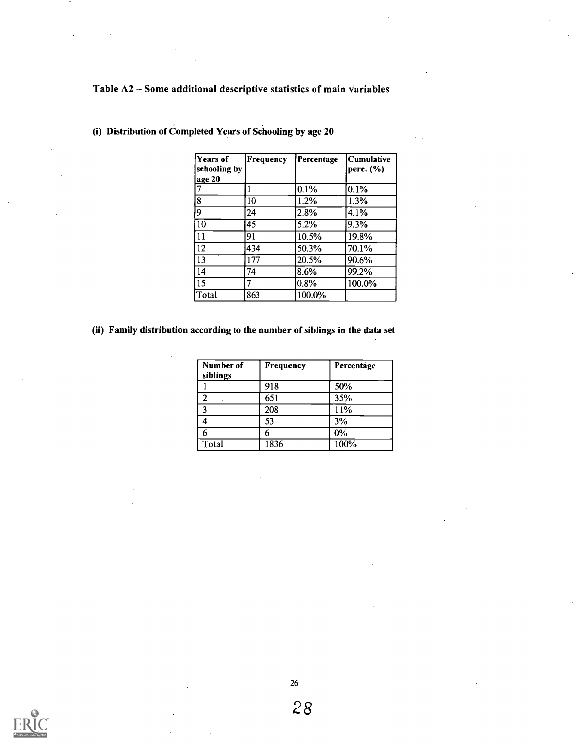## Table A2 – Some additional descriptive statistics of main variables

### (i) Distribution of Completed Years of Schooling by age 20

| Years of schooling by age 20 | Frequency | Percentage | Cumulative perc. (%) |
|---|---|---|---|
| 7 | 1 | 0.1% | 0.1% |
| 8 | 10 | 1.2% | 1.3% |
| 9 | 24 | 2.8% | 4.1% |
| 10 | 45 | 5.2% | 9.3% |
| 11 | 91 | 10.5% | 19.8% |
| 12 | 434 | 50.3% | 70.1% |
| 13 | 177 | 20.5% | 90.6% |
| 14 | 74 | 8.6% | 99.2% |
| 15 | 7 | 0.8% | 100.0% |
| Total | 863 | 100.0% | |

### (ii) Family distribution according to the number of siblings in the data set

| Number of siblings | Frequency | Percentage |
|---|---|---|
| 1 | 918 | 50% |
| 2 | 651 | 35% |
| 3 | 208 | 11% |
| 4 | 53 | 3% |
| 6 | 6 | 0% |
| Total | 1836 | 100% |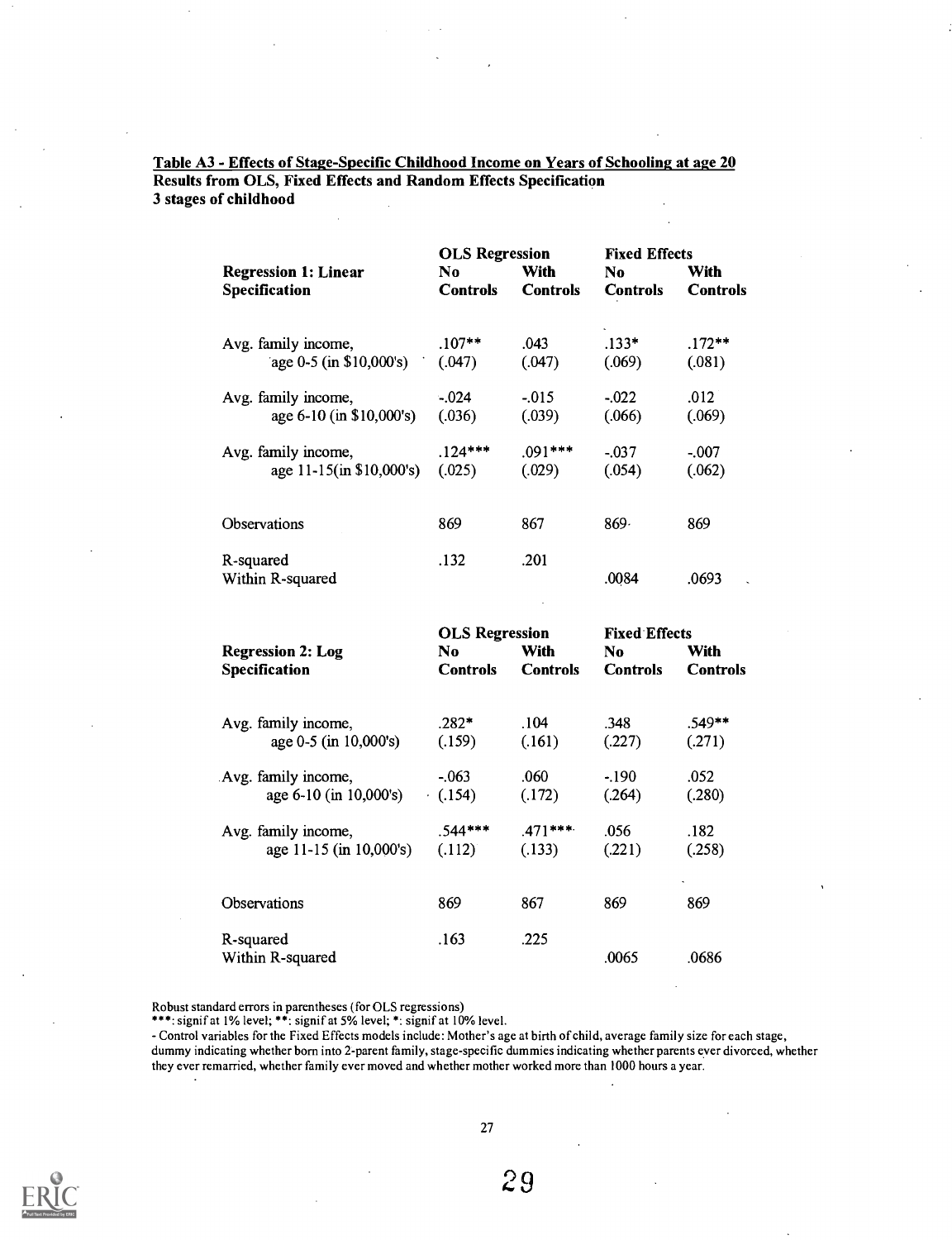**Table A3 - Effects of Stage-Specific Childhood Income on Years of Schooling at age 20**
**Results from OLS, Fixed Effects and Random Effects Specification**
**3 stages of childhood**

| | OLS Regression | | Fixed Effects | |
|---|---|---|---|---|
| **Regression 1: Linear Specification** | **No Controls** | **With Controls** | **No Controls** | **With Controls** |
| Avg. family income, age 0-5 (in $10,000's) | .107** (.047) | .043 (.047) | .133* (.069) | .172** (.081) |
| Avg. family income, age 6-10 (in $10,000's) | -.024 (.036) | -.015 (.039) | -.022 (.066) | .012 (.069) |
| Avg. family income, age 11-15(in $10,000's) | .124*** (.025) | .091*** (.029) | -.037 (.054) | -.007 (.062) |
| Observations | 869 | 867 | 869 | 869 |
| R-squared | .132 | .201 | | |
| Within R-squared | | | .0084 | .0693 |

| | OLS Regression | | Fixed Effects | |
|---|---|---|---|---|
| **Regression 2: Log Specification** | **No Controls** | **With Controls** | **No Controls** | **With Controls** |
| Avg. family income, age 0-5 (in 10,000's) | .282* (.159) | .104 (.161) | .348 (.227) | .549** (.271) |
| Avg. family income, age 6-10 (in 10,000's) | -.063 (.154) | .060 (.172) | -.190 (.264) | .052 (.280) |
| Avg. family income, age 11-15 (in 10,000's) | .544*** (.112) | .471*** (.133) | .056 (.221) | .182 (.258) |
| Observations | 869 | 867 | 869 | 869 |
| R-squared | .163 | .225 | | |
| Within R-squared | | | .0065 | .0686 |

Robust standard errors in parentheses (for OLS regressions)
***: signif at 1% level; **: signif at 5% level; *: signif at 10% level.
- Control variables for the Fixed Effects models include: Mother's age at birth of child, average family size for each stage, dummy indicating whether born into 2-parent family, stage-specific dummies indicating whether parents ever divorced, whether they ever remarried, whether family ever moved and whether mother worked more than 1000 hours a year.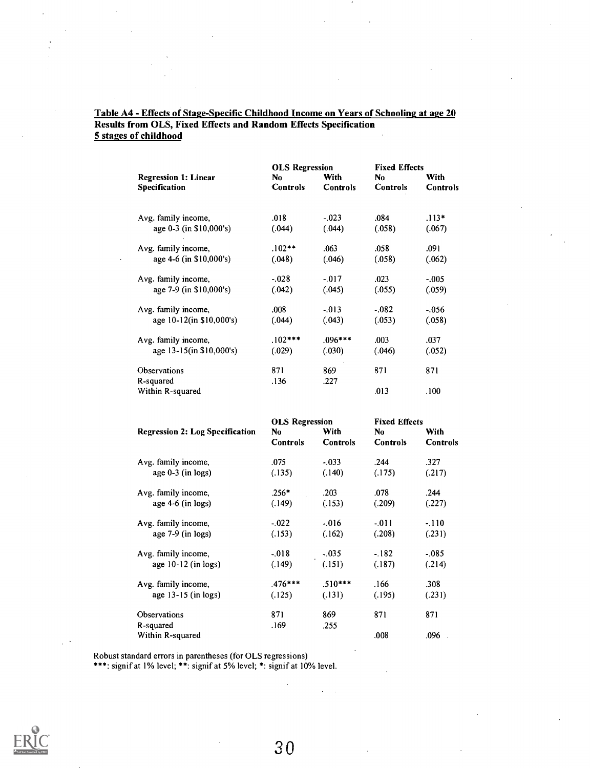**Table A4 - Effects of Stage-Specific Childhood Income on Years of Schooling at age 20**
**Results from OLS, Fixed Effects and Random Effects Specification**
**5 stages of childhood**

| Regression 1: Linear Specification | OLS Regression | | Fixed Effects | |
|---|---|---|---|---|
| | No Controls | With Controls | No Controls | With Controls |
| Avg. family income, age 0-3 (in $10,000's) | .018 | -.023 | .084 | .113* |
| | (.044) | (.044) | (.058) | (.067) |
| Avg. family income, age 4-6 (in $10,000's) | .102** | .063 | .058 | .091 |
| | (.048) | (.046) | (.058) | (.062) |
| Avg. family income, age 7-9 (in $10,000's) | -.028 | -.017 | .023 | -.005 |
| | (.042) | (.045) | (.055) | (.059) |
| Avg. family income, age 10-12(in $10,000's) | .008 | -.013 | -.082 | -.056 |
| | (.044) | (.043) | (.053) | (.058) |
| Avg. family income, age 13-15(in $10,000's) | .102*** | .096*** | .003 | .037 |
| | (.029) | (.030) | (.046) | (.052) |
| Observations | 871 | 869 | 871 | 871 |
| R-squared | .136 | .227 | | |
| Within R-squared | | | .013 | .100 |

| Regression 2: Log Specification | OLS Regression | | Fixed Effects | |
|---|---|---|---|---|
| | No Controls | With Controls | No Controls | With Controls |
| Avg. family income, age 0-3 (in logs) | .075 | -.033 | .244 | .327 |
| | (.135) | (.140) | (.175) | (.217) |
| Avg. family income, age 4-6 (in logs) | .256* | .203 | .078 | .244 |
| | (.149) | (.153) | (.209) | (.227) |
| Avg. family income, age 7-9 (in logs) | -.022 | -.016 | -.011 | -.110 |
| | (.153) | (.162) | (.208) | (.231) |
| Avg. family income, age 10-12 (in logs) | -.018 | -.035 | -.182 | -.085 |
| | (.149) | (.151) | (.187) | (.214) |
| Avg. family income, age 13-15 (in logs) | .476*** | .510*** | .166 | .308 |
| | (.125) | (.131) | (.195) | (.231) |
| Observations | 871 | 869 | 871 | 871 |
| R-squared | .169 | .255 | | |
| Within R-squared | | | .008 | .096 |

Robust standard errors in parentheses (for OLS regressions)
***: signif at 1% level; **: signif at 5% level; *: signif at 10% level.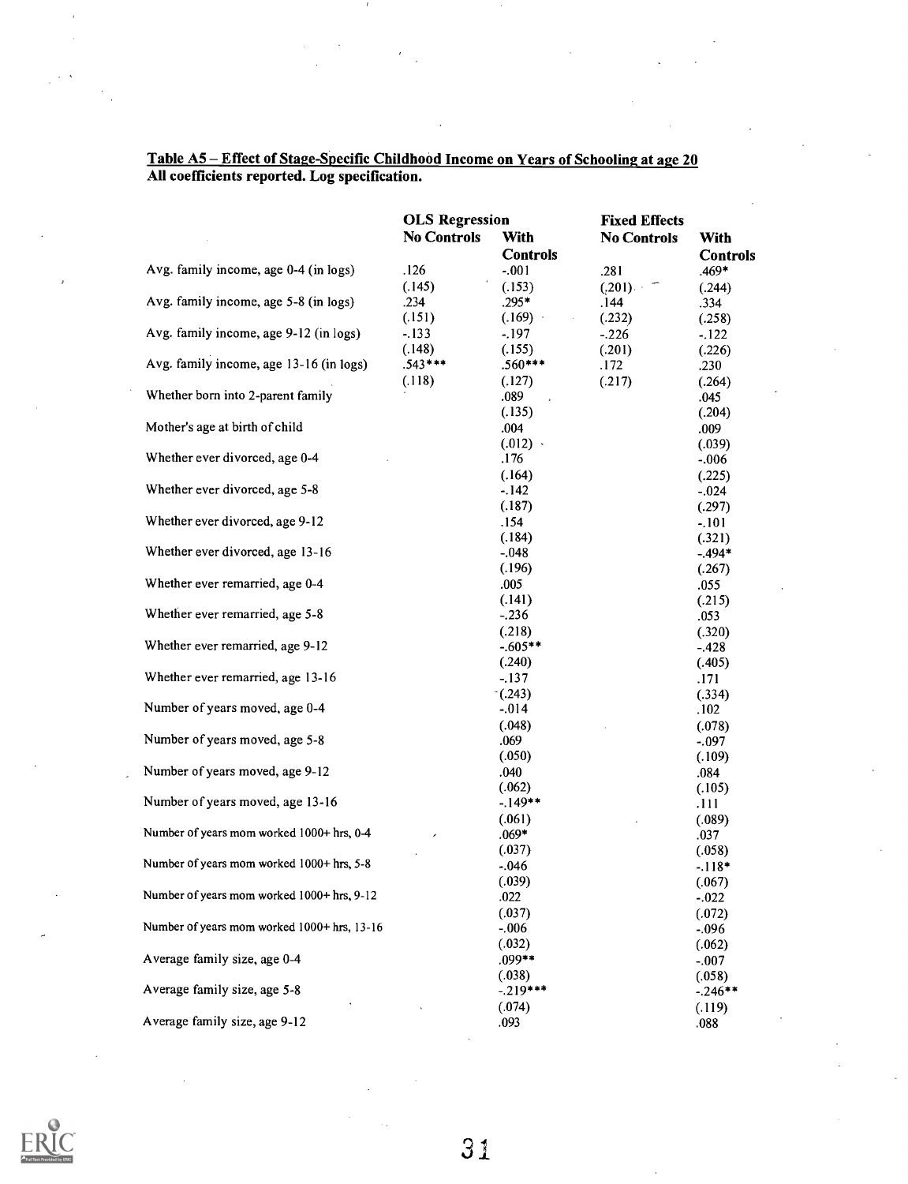**Table A5 – Effect of Stage-Specific Childhood Income on Years of Schooling at age 20**
**All coefficients reported. Log specification.**

| | OLS Regression | | Fixed Effects | |
|---|---|---|---|---|
| | No Controls | With Controls | No Controls | With Controls |
| Avg. family income, age 0-4 (in logs) | .126 | -.001 | .281 | .469* |
| | (.145) | (.153) | (.201) | (.244) |
| Avg. family income, age 5-8 (in logs) | .234 | .295* | .144 | .334 |
| | (.151) | (.169) | (.232) | (.258) |
| Avg. family income, age 9-12 (in logs) | -.133 | -.197 | -.226 | -.122 |
| | (.148) | (.155) | (.201) | (.226) |
| Avg. family income, age 13-16 (in logs) | .543*** | .560*** | .172 | .230 |
| | (.118) | (.127) | (.217) | (.264) |
| Whether born into 2-parent family | | .089 | | .045 |
| | | (.135) | | (.204) |
| Mother's age at birth of child | | .004 | | .009 |
| | | (.012) | | (.039) |
| Whether ever divorced, age 0-4 | | .176 | | -.006 |
| | | (.164) | | (.225) |
| Whether ever divorced, age 5-8 | | -.142 | | -.024 |
| | | (.187) | | (.297) |
| Whether ever divorced, age 9-12 | | .154 | | -.101 |
| | | (.184) | | (.321) |
| Whether ever divorced, age 13-16 | | -.048 | | -.494* |
| | | (.196) | | (.267) |
| Whether ever remarried, age 0-4 | | .005 | | .055 |
| | | (.141) | | (.215) |
| Whether ever remarried, age 5-8 | | -.236 | | .053 |
| | | (.218) | | (.320) |
| Whether ever remarried, age 9-12 | | -.605** | | -.428 |
| | | (.240) | | (.405) |
| Whether ever remarried, age 13-16 | | -.137 | | .171 |
| | | (.243) | | (.334) |
| Number of years moved, age 0-4 | | -.014 | | .102 |
| | | (.048) | | (.078) |
| Number of years moved, age 5-8 | | .069 | | -.097 |
| | | (.050) | | (.109) |
| Number of years moved, age 9-12 | | .040 | | .084 |
| | | (.062) | | (.105) |
| Number of years moved, age 13-16 | | -.149** | | .111 |
| | | (.061) | | (.089) |
| Number of years mom worked 1000+ hrs, 0-4 | | .069* | | .037 |
| | | (.037) | | (.058) |
| Number of years mom worked 1000+ hrs, 5-8 | | -.046 | | -.118* |
| | | (.039) | | (.067) |
| Number of years mom worked 1000+ hrs, 9-12 | | .022 | | -.022 |
| | | (.037) | | (.072) |
| Number of years mom worked 1000+ hrs, 13-16 | | -.006 | | -.096 |
| | | (.032) | | (.062) |
| Average family size, age 0-4 | | .099** | | -.007 |
| | | (.038) | | (.058) |
| Average family size, age 5-8 | | -.219*** | | -.246** |
| | | (.074) | | (.119) |
| Average family size, age 9-12 | | .093 | | .088 |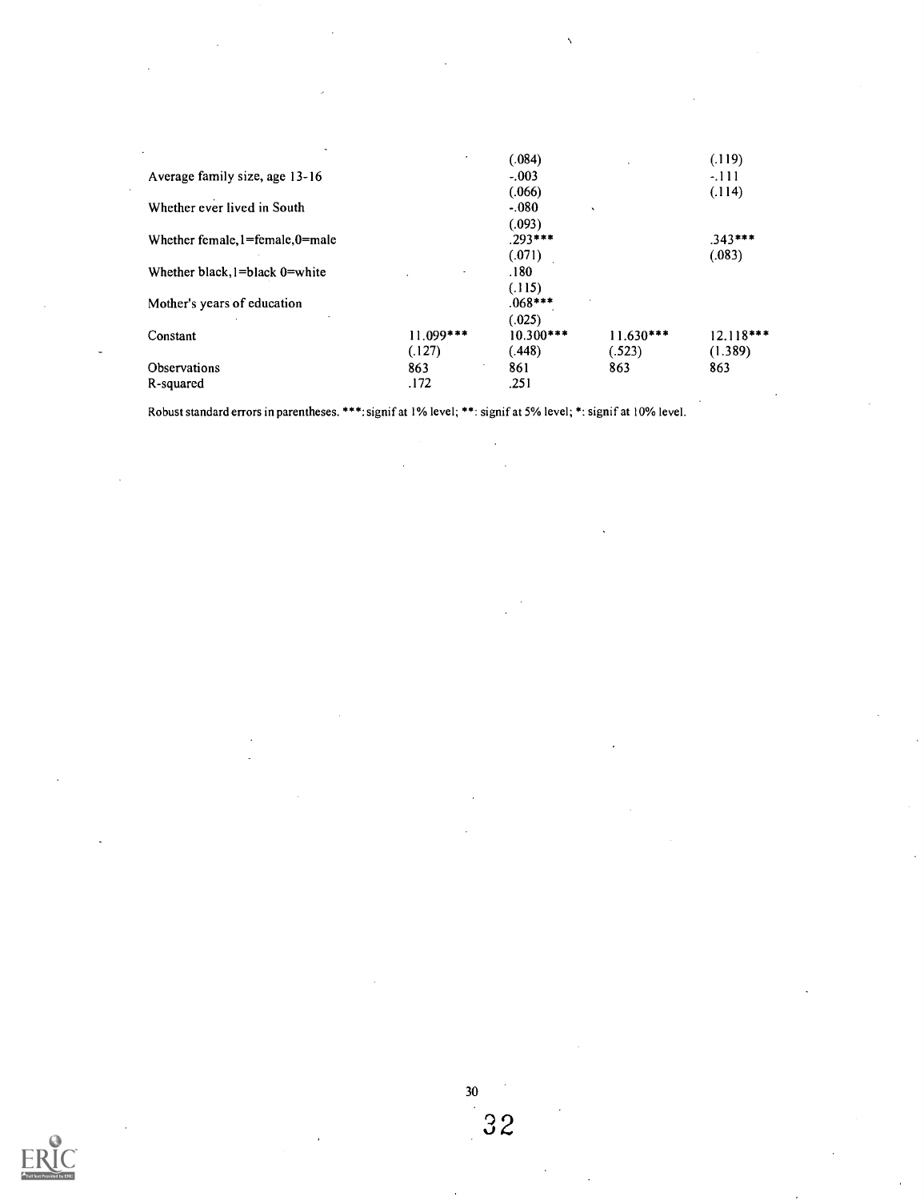| | | | | |
|---|---|---|---|---|
| | | (.084) | | (.119) |
| Average family size, age 13-16 | | -.003 | | -.111 |
| | | (.066) | | (.114) |
| Whether ever lived in South | | -.080 | | |
| | | (.093) | | |
| Whether female, 1=female, 0=male | | .293*** | | .343*** |
| | | (.071) | | (.083) |
| Whether black, 1=black 0=white | | .180 | | |
| | | (.115) | | |
| Mother's years of education | | .068*** | | |
| | | (.025) | | |
| Constant | 11.099*** | 10.300*** | 11.630*** | 12.118*** |
| | (.127) | (.448) | (.523) | (1.389) |
| Observations | 863 | 861 | 863 | 863 |
| R-squared | .172 | .251 | | |

Robust standard errors in parentheses. ***: signif at 1% level; **: signif at 5% level; *: signif at 10% level.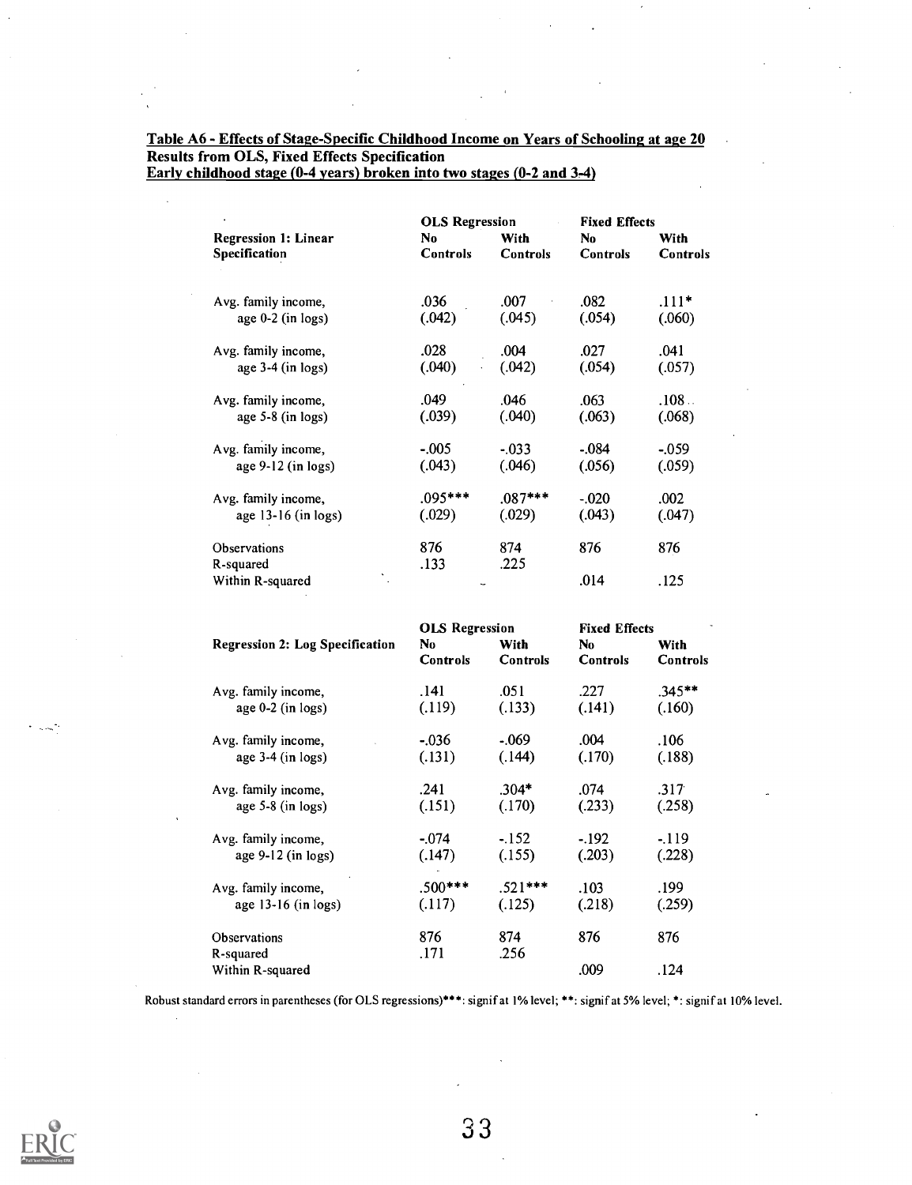**Table A6 - Effects of Stage-Specific Childhood Income on Years of Schooling at age 20**
**Results from OLS, Fixed Effects Specification**
**Early childhood stage (0-4 years) broken into two stages (0-2 and 3-4)**

| Regression 1: Linear Specification | OLS Regression | | Fixed Effects | |
|---|---|---|---|---|
| | No Controls | With Controls | No Controls | With Controls |
| Avg. family income, age 0-2 (in logs) | .036 (.042) | .007 (.045) | .082 (.054) | .111* (.060) |
| Avg. family income, age 3-4 (in logs) | .028 (.040) | .004 (.042) | .027 (.054) | .041 (.057) |
| Avg. family income, age 5-8 (in logs) | .049 (.039) | .046 (.040) | .063 (.063) | .108 (.068) |
| Avg. family income, age 9-12 (in logs) | -.005 (.043) | -.033 (.046) | -.084 (.056) | -.059 (.059) |
| Avg. family income, age 13-16 (in logs) | .095*** (.029) | .087*** (.029) | -.020 (.043) | .002 (.047) |
| Observations | 876 | 874 | 876 | 876 |
| R-squared | .133 | .225 | | |
| Within R-squared | | | .014 | .125 |

| Regression 2: Log Specification | OLS Regression | | Fixed Effects | |
|---|---|---|---|---|
| | No Controls | With Controls | No Controls | With Controls |
| Avg. family income, age 0-2 (in logs) | .141 (.119) | .051 (.133) | .227 (.141) | .345** (.160) |
| Avg. family income, age 3-4 (in logs) | -.036 (.131) | -.069 (.144) | .004 (.170) | .106 (.188) |
| Avg. family income, age 5-8 (in logs) | .241 (.151) | .304* (.170) | .074 (.233) | .317 (.258) |
| Avg. family income, age 9-12 (in logs) | -.074 (.147) | -.152 (.155) | -.192 (.203) | -.119 (.228) |
| Avg. family income, age 13-16 (in logs) | .500*** (.117) | .521*** (.125) | .103 (.218) | .199 (.259) |
| Observations | 876 | 874 | 876 | 876 |
| R-squared | .171 | .256 | | |
| Within R-squared | | | .009 | .124 |

Robust standard errors in parentheses (for OLS regressions)***: signif at 1% level; **: signif at 5% level; *: signif at 10% level.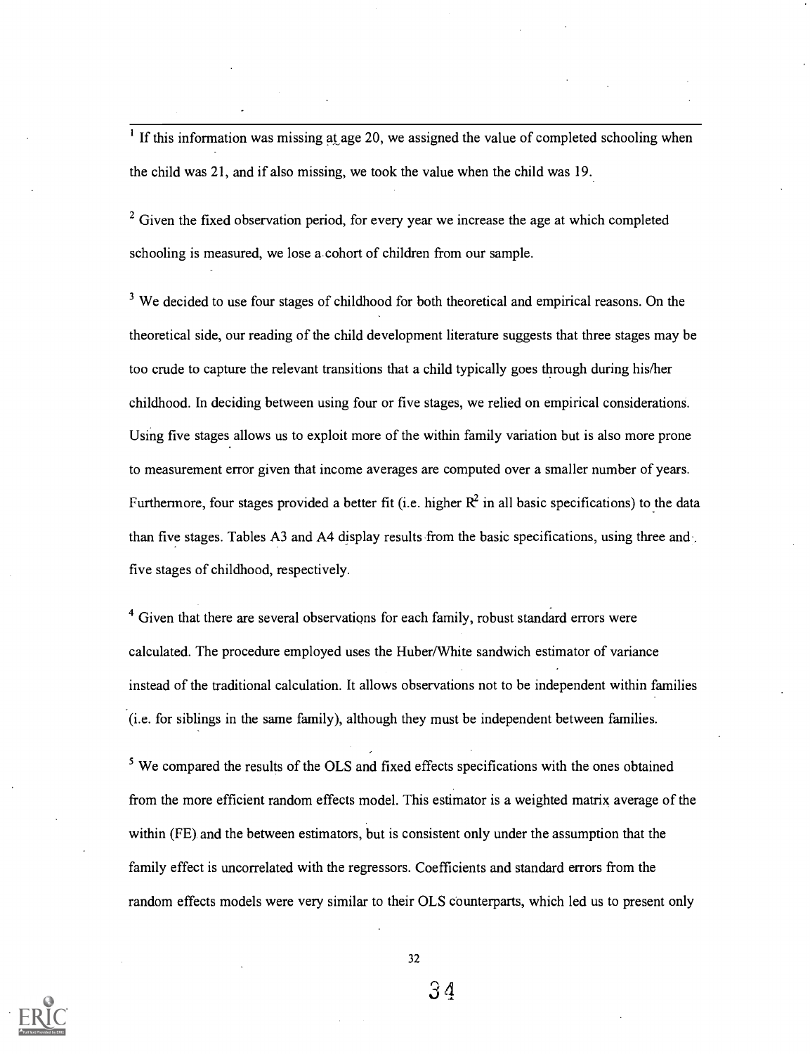[1] If this information was missing at age 20, we assigned the value of completed schooling when the child was 21, and if also missing, we took the value when the child was 19.

[2] Given the fixed observation period, for every year we increase the age at which completed schooling is measured, we lose a cohort of children from our sample.

[3] We decided to use four stages of childhood for both theoretical and empirical reasons. On the theoretical side, our reading of the child development literature suggests that three stages may be too crude to capture the relevant transitions that a child typically goes through during his/her childhood. In deciding between using four or five stages, we relied on empirical considerations. Using five stages allows us to exploit more of the within family variation but is also more prone to measurement error given that income averages are computed over a smaller number of years. Furthermore, four stages provided a better fit (i.e. higher $R^2$ in all basic specifications) to the data than five stages. Tables A3 and A4 display results from the basic specifications, using three and five stages of childhood, respectively.

[4] Given that there are several observations for each family, robust standard errors were calculated. The procedure employed uses the Huber/White sandwich estimator of variance instead of the traditional calculation. It allows observations not to be independent within families (i.e. for siblings in the same family), although they must be independent between families.

[5] We compared the results of the OLS and fixed effects specifications with the ones obtained from the more efficient random effects model. This estimator is a weighted matrix average of the within (FE) and the between estimators, but is consistent only under the assumption that the family effect is uncorrelated with the regressors. Coefficients and standard errors from the random effects models were very similar to their OLS counterparts, which led us to present only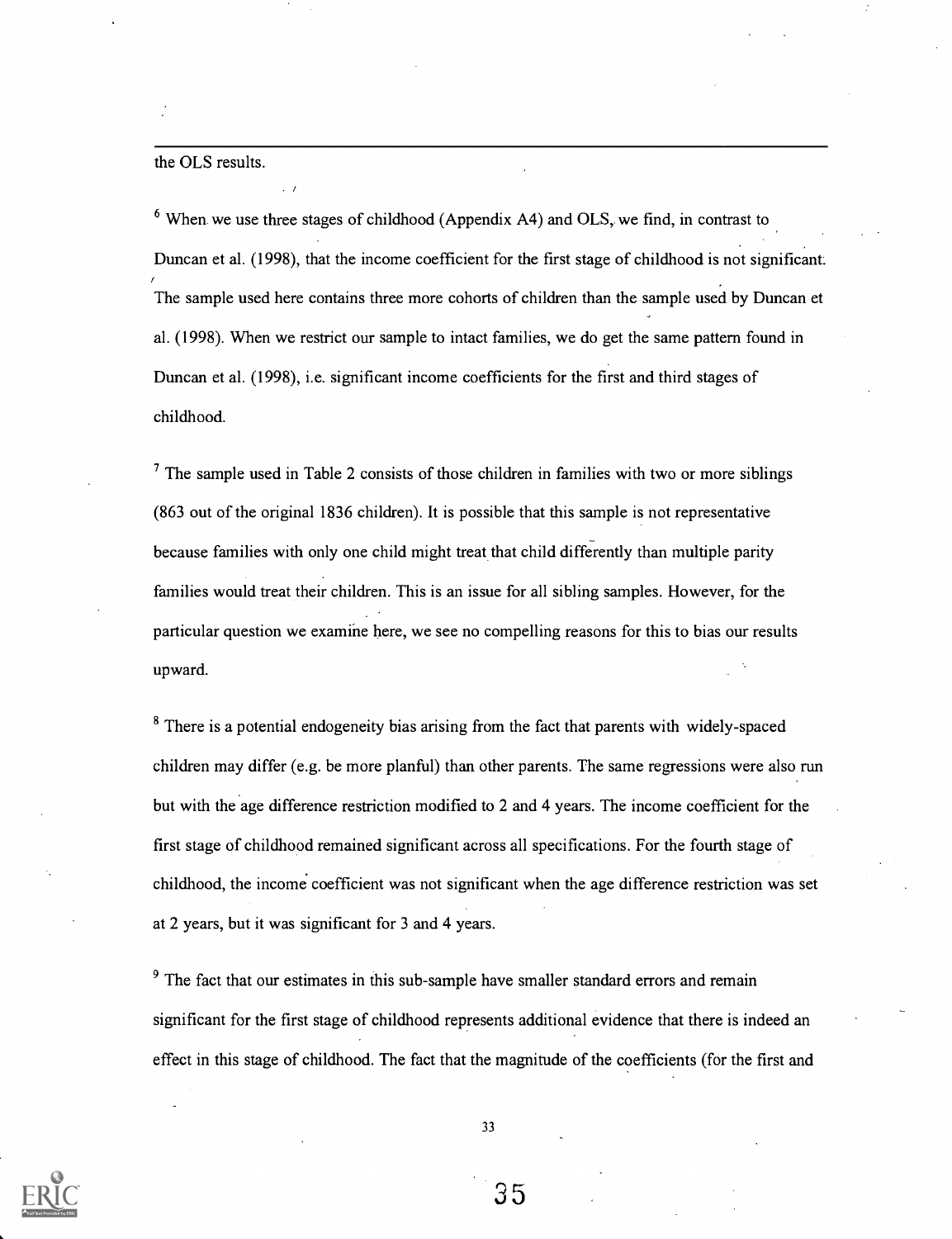the OLS results.

[6] When we use three stages of childhood (Appendix A4) and OLS, we find, in contrast to Duncan et al. (1998), that the income coefficient for the first stage of childhood is not significant. The sample used here contains three more cohorts of children than the sample used by Duncan et al. (1998). When we restrict our sample to intact families, we do get the same pattern found in Duncan et al. (1998), i.e. significant income coefficients for the first and third stages of childhood.

[7] The sample used in Table 2 consists of those children in families with two or more siblings (863 out of the original 1836 children). It is possible that this sample is not representative because families with only one child might treat that child differently than multiple parity families would treat their children. This is an issue for all sibling samples. However, for the particular question we examine here, we see no compelling reasons for this to bias our results upward.

[8] There is a potential endogeneity bias arising from the fact that parents with widely-spaced children may differ (e.g. be more planful) than other parents. The same regressions were also run but with the age difference restriction modified to 2 and 4 years. The income coefficient for the first stage of childhood remained significant across all specifications. For the fourth stage of childhood, the income coefficient was not significant when the age difference restriction was set at 2 years, but it was significant for 3 and 4 years.

[9] The fact that our estimates in this sub-sample have smaller standard errors and remain significant for the first stage of childhood represents additional evidence that there is indeed an effect in this stage of childhood. The fact that the magnitude of the coefficients (for the first and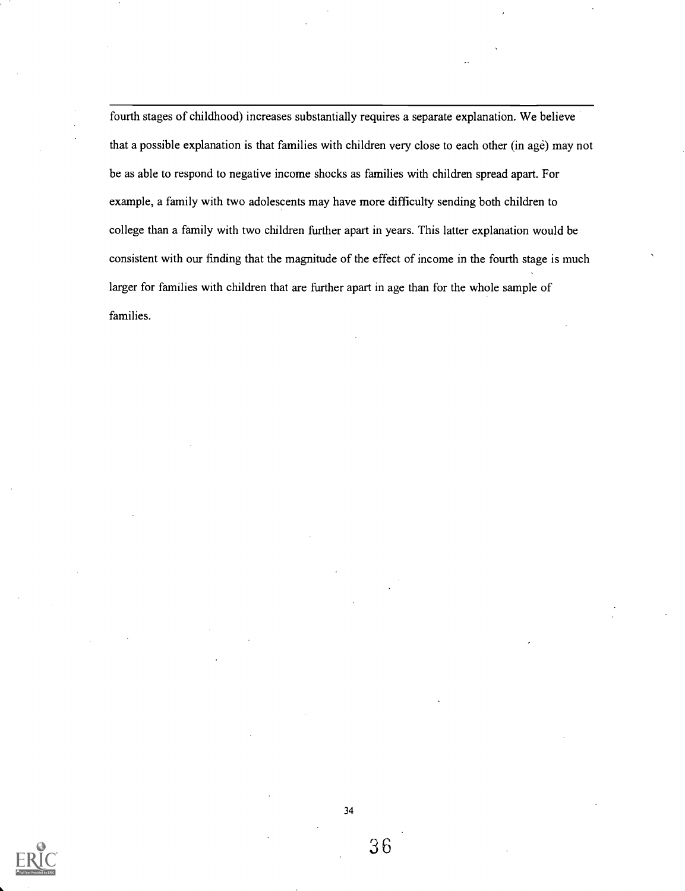fourth stages of childhood) increases substantially requires a separate explanation. We believe that a possible explanation is that families with children very close to each other (in age) may not be as able to respond to negative income shocks as families with children spread apart. For example, a family with two adolescents may have more difficulty sending both children to college than a family with two children further apart in years. This latter explanation would be consistent with our finding that the magnitude of the effect of income in the fourth stage is much larger for families with children that are further apart in age than for the whole sample of families.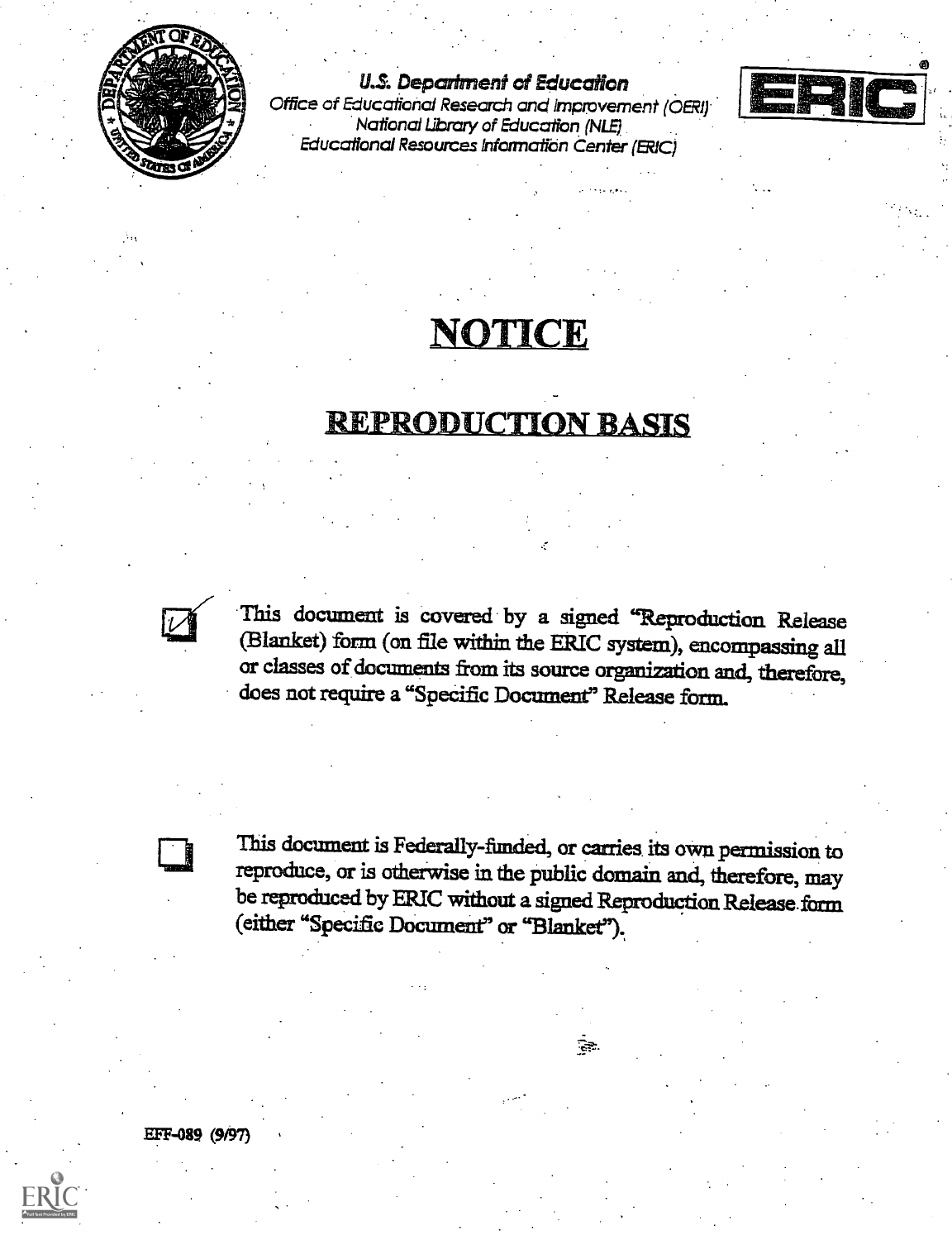U.S. Department of Education
Office of Educational Research and Improvement (OERI)
National Library of Education (NLE)
Educational Resources Information Center (ERIC)

# NOTICE

## REPRODUCTION BASIS

☑ This document is covered by a signed "Reproduction Release (Blanket) form (on file within the ERIC system), encompassing all or classes of documents from its source organization and, therefore, does not require a "Specific Document" Release form.

☐ This document is Federally-funded, or carries its own permission to reproduce, or is otherwise in the public domain and, therefore, may be reproduced by ERIC without a signed Reproduction Release form (either "Specific Document" or "Blanket").

EFF-089 (9/97)